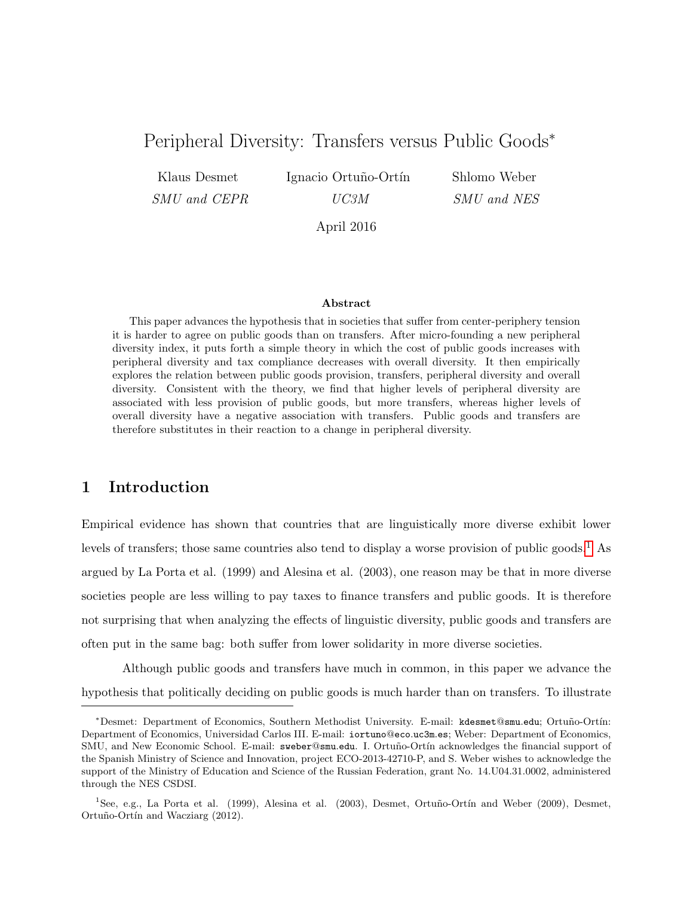# Peripheral Diversity: Transfers versus Public Goods*

Klause Desmet — *SMU and CEPR*

Ignacio Ortuño-Ortín — *UC3M*

Shlomo Weber — *SMU and NES*

April 2016

### Abstract

This paper advances the hypothesis that in societies that suffer from center-periphery tension it is harder to agree on public goods than on transfers. After micro-founding a new peripheral diversity index, it puts forth a simple theory in which the cost of public goods increases with peripheral diversity and tax compliance decreases with overall diversity. It then empirically explores the relation between public goods provision, transfers, peripheral diversity and overall diversity. Consistent with the theory, we find that higher levels of peripheral diversity are associated with less provision of public goods, but more transfers, whereas higher levels of overall diversity have a negative association with transfers. Public goods and transfers are therefore substitutes in their reaction to a change in peripheral diversity.

## 1 Introduction

Empirical evidence has shown that countries that are linguistically more diverse exhibit lower levels of transfers; those same countries also tend to display a worse provision of public goods.[1] As argued by La Porta et al. (1999) and Alesina et al. (2003), one reason may be that in more diverse societies people are less willing to pay taxes to finance transfers and public goods. It is therefore not surprising that when analyzing the effects of linguistic diversity, public goods and transfers are often put in the same bag: both suffer from lower solidarity in more diverse societies.

Although public goods and transfers have much in common, in this paper we advance the hypothesis that politically deciding on public goods is much harder than on transfers. To illustrate

---

*Desmet: Department of Economics, Southern Methodist University. E-mail: kdesmet@smu.edu; Ortuño-Ortín: Department of Economics, Universidad Carlos III. E-mail: iortuno@eco.uc3m.es; Weber: Department of Economics, SMU, and New Economic School. E-mail: sweber@smu.edu. I. Ortuño-Ortín acknowledges the financial support of the Spanish Ministry of Science and Innovation, project ECO-2013-42710-P, and S. Weber wishes to acknowledge the support of the Ministry of Education and Science of the Russian Federation, grant No. 14.U04.31.0002, administered through the NES CSDSI.

[1] See, e.g., La Porta et al. (1999), Alesina et al. (2003), Desmet, Ortuño-Ortín and Weber (2009), Desmet, Ortuño-Ortín and Wacziarg (2012).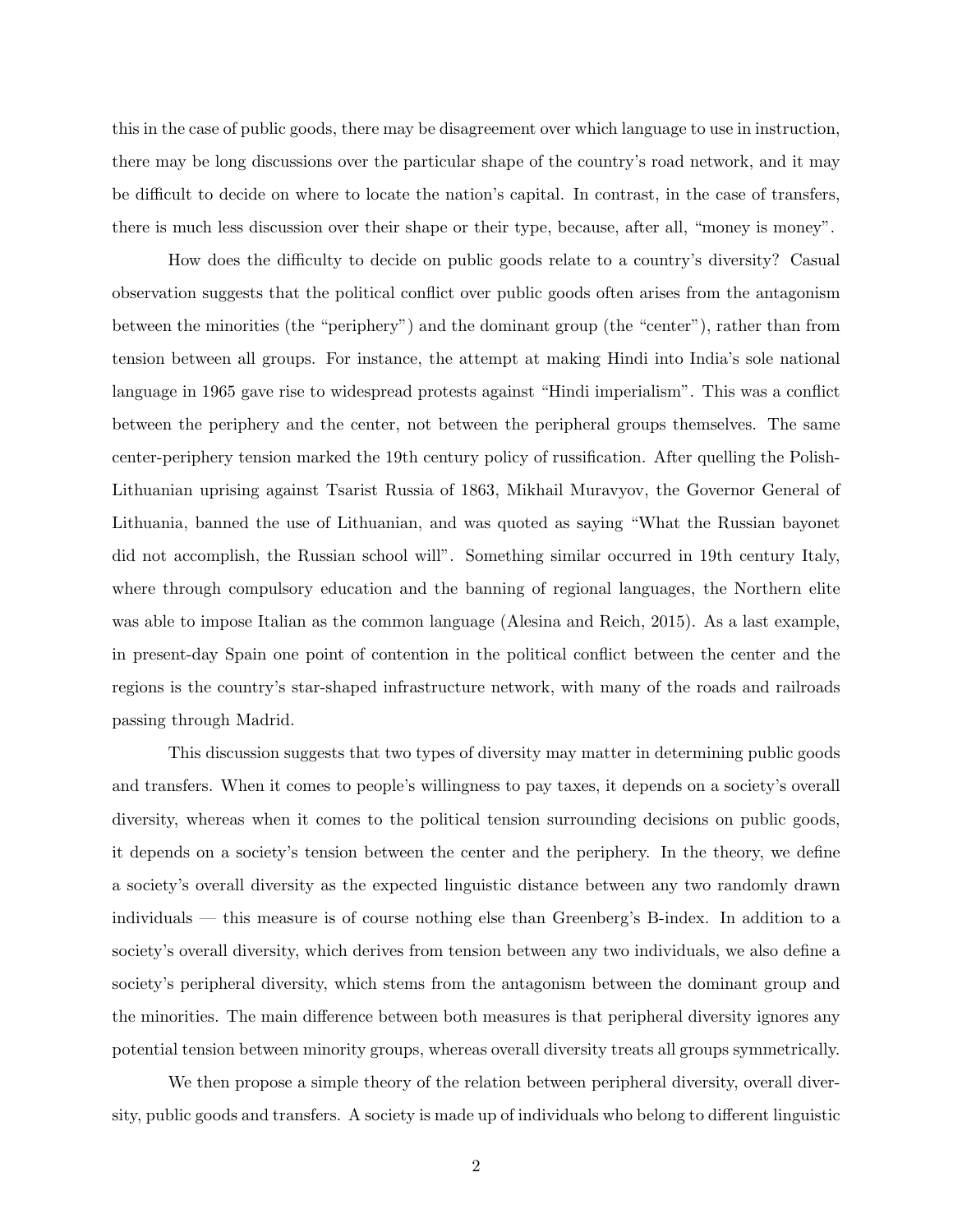this in the case of public goods, there may be disagreement over which language to use in instruction, there may be long discussions over the particular shape of the country's road network, and it may be difficult to decide on where to locate the nation's capital. In contrast, in the case of transfers, there is much less discussion over their shape or their type, because, after all, "money is money".

How does the difficulty to decide on public goods relate to a country's diversity? Casual observation suggests that the political conflict over public goods often arises from the antagonism between the minorities (the "periphery") and the dominant group (the "center"), rather than from tension between all groups. For instance, the attempt at making Hindi into India's sole national language in 1965 gave rise to widespread protests against "Hindi imperialism". This was a conflict between the periphery and the center, not between the peripheral groups themselves. The same center-periphery tension marked the 19th century policy of russification. After quelling the Polish-Lithuanian uprising against Tsarist Russia of 1863, Mikhail Muravyov, the Governor General of Lithuania, banned the use of Lithuanian, and was quoted as saying "What the Russian bayonet did not accomplish, the Russian school will". Something similar occurred in 19th century Italy, where through compulsory education and the banning of regional languages, the Northern elite was able to impose Italian as the common language (Alesina and Reich, 2015). As a last example, in present-day Spain one point of contention in the political conflict between the center and the regions is the country's star-shaped infrastructure network, with many of the roads and railroads passing through Madrid.

This discussion suggests that two types of diversity may matter in determining public goods and transfers. When it comes to people's willingness to pay taxes, it depends on a society's overall diversity, whereas when it comes to the political tension surrounding decisions on public goods, it depends on a society's tension between the center and the periphery. In the theory, we define a society's overall diversity as the expected linguistic distance between any two randomly drawn individuals — this measure is of course nothing else than Greenberg's B-index. In addition to a society's overall diversity, which derives from tension between any two individuals, we also define a society's peripheral diversity, which stems from the antagonism between the dominant group and the minorities. The main difference between both measures is that peripheral diversity ignores any potential tension between minority groups, whereas overall diversity treats all groups symmetrically.

We then propose a simple theory of the relation between peripheral diversity, overall diversity, public goods and transfers. A society is made up of individuals who belong to different linguistic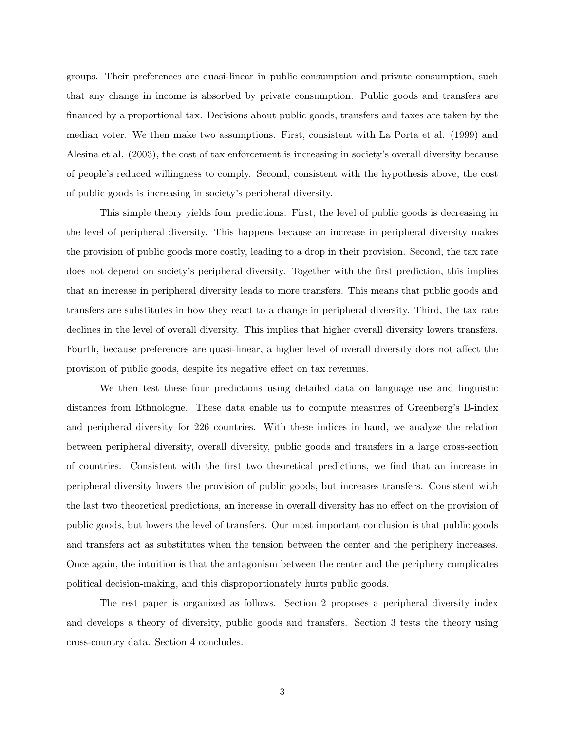groups. Their preferences are quasi-linear in public consumption and private consumption, such that any change in income is absorbed by private consumption. Public goods and transfers are financed by a proportional tax. Decisions about public goods, transfers and taxes are taken by the median voter. We then make two assumptions. First, consistent with La Porta et al. (1999) and Alesina et al. (2003), the cost of tax enforcement is increasing in society's overall diversity because of people's reduced willingness to comply. Second, consistent with the hypothesis above, the cost of public goods is increasing in society's peripheral diversity.

This simple theory yields four predictions. First, the level of public goods is decreasing in the level of peripheral diversity. This happens because an increase in peripheral diversity makes the provision of public goods more costly, leading to a drop in their provision. Second, the tax rate does not depend on society's peripheral diversity. Together with the first prediction, this implies that an increase in peripheral diversity leads to more transfers. This means that public goods and transfers are substitutes in how they react to a change in peripheral diversity. Third, the tax rate declines in the level of overall diversity. This implies that higher overall diversity lowers transfers. Fourth, because preferences are quasi-linear, a higher level of overall diversity does not affect the provision of public goods, despite its negative effect on tax revenues.

We then test these four predictions using detailed data on language use and linguistic distances from Ethnologue. These data enable us to compute measures of Greenberg's B-index and peripheral diversity for 226 countries. With these indices in hand, we analyze the relation between peripheral diversity, overall diversity, public goods and transfers in a large cross-section of countries. Consistent with the first two theoretical predictions, we find that an increase in peripheral diversity lowers the provision of public goods, but increases transfers. Consistent with the last two theoretical predictions, an increase in overall diversity has no effect on the provision of public goods, but lowers the level of transfers. Our most important conclusion is that public goods and transfers act as substitutes when the tension between the center and the periphery increases. Once again, the intuition is that the antagonism between the center and the periphery complicates political decision-making, and this disproportionately hurts public goods.

The rest paper is organized as follows. Section 2 proposes a peripheral diversity index and develops a theory of diversity, public goods and transfers. Section 3 tests the theory using cross-country data. Section 4 concludes.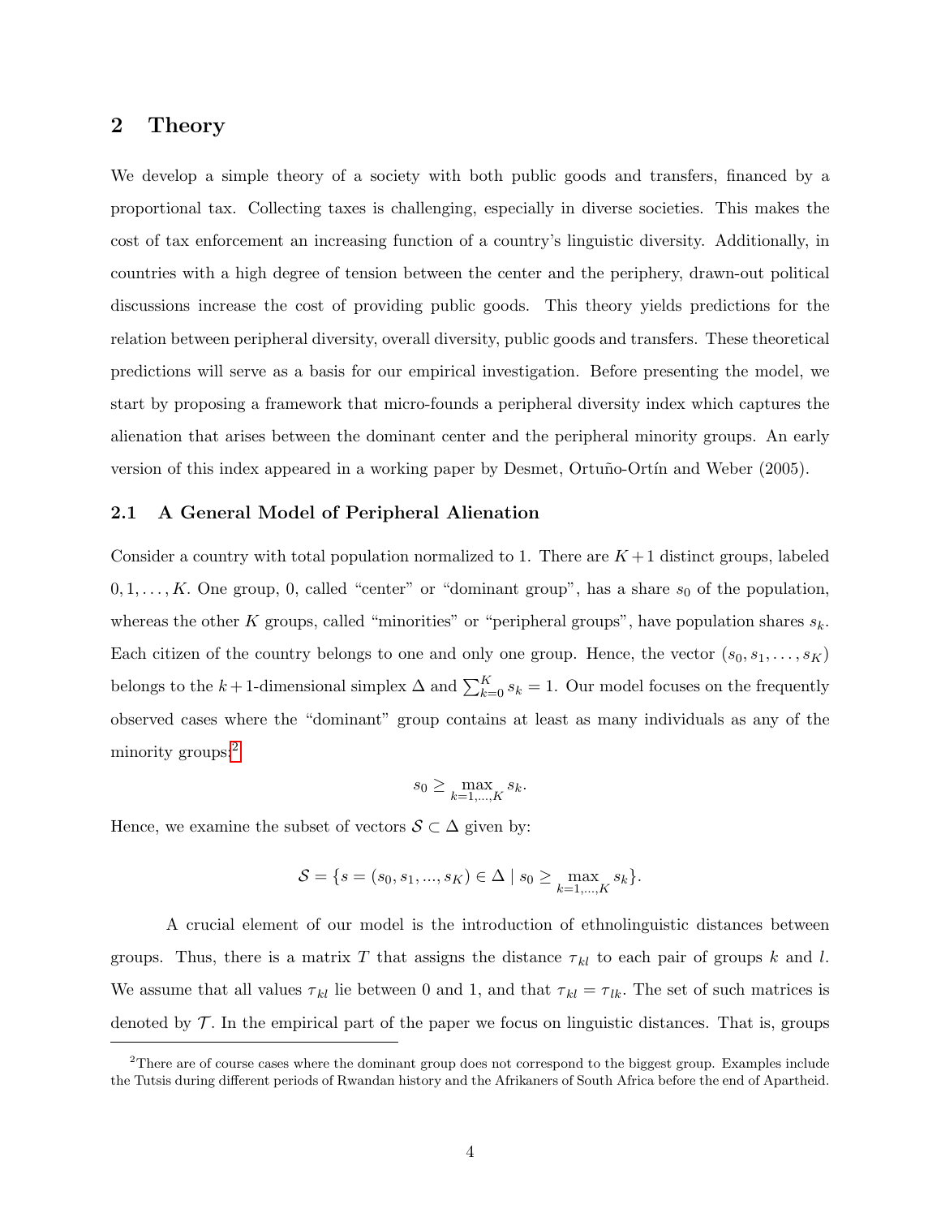## 2 Theory

We develop a simple theory of a society with both public goods and transfers, financed by a proportional tax. Collecting taxes is challenging, especially in diverse societies. This makes the cost of tax enforcement an increasing function of a country's linguistic diversity. Additionally, in countries with a high degree of tension between the center and the periphery, drawn-out political discussions increase the cost of providing public goods. This theory yields predictions for the relation between peripheral diversity, overall diversity, public goods and transfers. These theoretical predictions will serve as a basis for our empirical investigation. Before presenting the model, we start by proposing a framework that micro-founds a peripheral diversity index which captures the alienation that arises between the dominant center and the peripheral minority groups. An early version of this index appeared in a working paper by Desmet, Ortuño-Ortín and Weber (2005).

### 2.1 A General Model of Peripheral Alienation

Consider a country with total population normalized to 1. There are $K+1$ distinct groups, labeled $0, 1, \ldots, K$. One group, 0, called "center" or "dominant group", has a share $s_0$ of the population, whereas the other $K$ groups, called "minorities" or "peripheral groups", have population shares $s_k$. Each citizen of the country belongs to one and only one group. Hence, the vector $(s_0, s_1, \ldots, s_K)$ belongs to the $k+1$-dimensional simplex $\Delta$ and $\sum_{k=0}^{K} s_k = 1$. Our model focuses on the frequently observed cases where the "dominant" group contains at least as many individuals as any of the minority groups:[2]

$$s_0 \geq \max_{k=1,\ldots,K} s_k.$$

Hence, we examine the subset of vectors $\mathcal{S} \subset \Delta$ given by:

$$\mathcal{S} = \{s = (s_0, s_1, ..., s_K) \in \Delta \mid s_0 \geq \max_{k=1,\ldots,K} s_k\}.$$

A crucial element of our model is the introduction of ethnolinguistic distances between groups. Thus, there is a matrix $T$ that assigns the distance $\tau_{kl}$ to each pair of groups $k$ and $l$. We assume that all values $\tau_{kl}$ lie between 0 and 1, and that $\tau_{kl} = \tau_{lk}$. The set of such matrices is denoted by $\mathcal{T}$. In the empirical part of the paper we focus on linguistic distances. That is, groups

[2] There are of course cases where the dominant group does not correspond to the biggest group. Examples include the Tutsis during different periods of Rwandan history and the Afrikaners of South Africa before the end of Apartheid.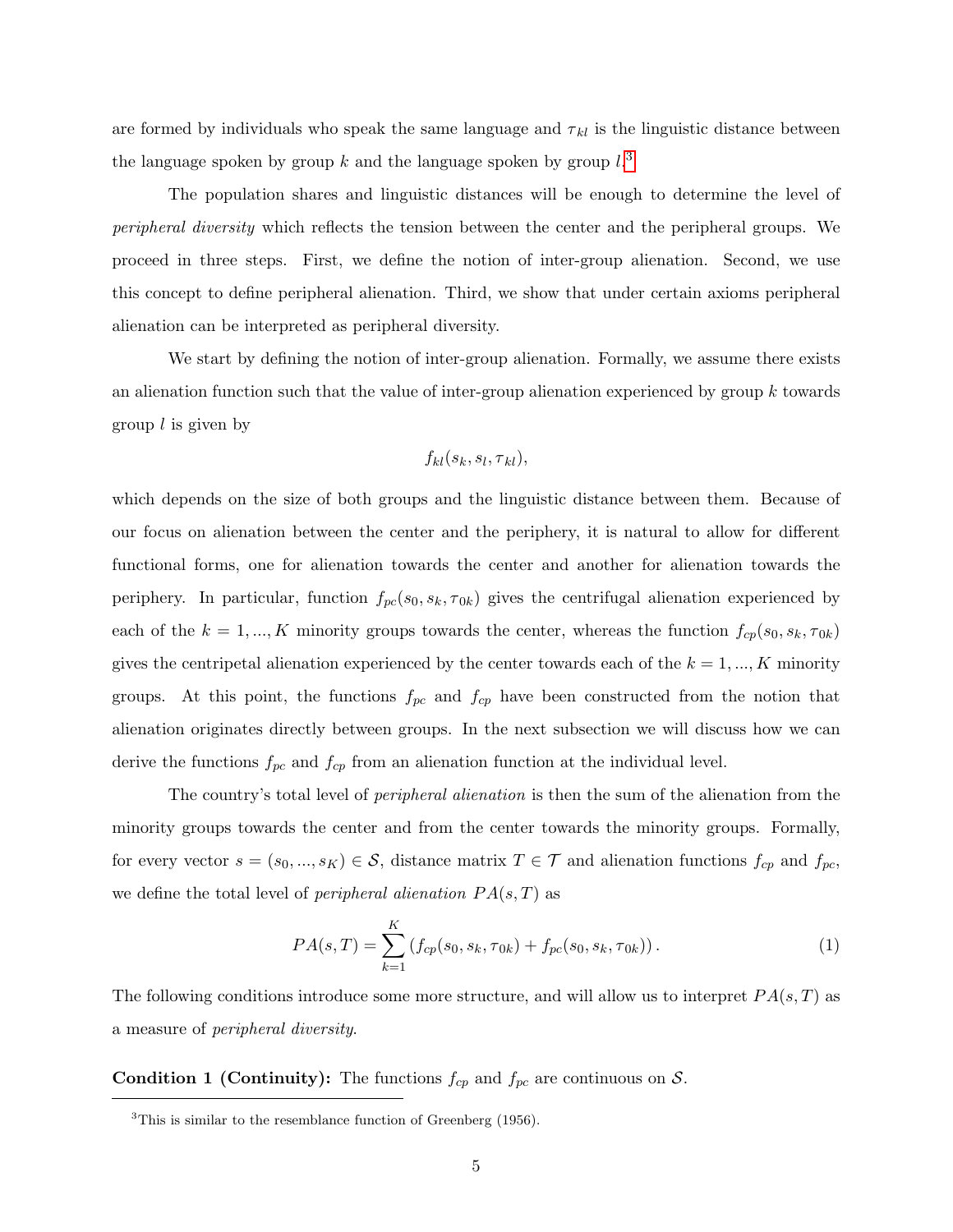are formed by individuals who speak the same language and $\tau_{kl}$ is the linguistic distance between the language spoken by group $k$ and the language spoken by group $l$.[3]

The population shares and linguistic distances will be enough to determine the level of *peripheral diversity* which reflects the tension between the center and the peripheral groups. We proceed in three steps. First, we define the notion of inter-group alienation. Second, we use this concept to define peripheral alienation. Third, we show that under certain axioms peripheral alienation can be interpreted as peripheral diversity.

We start by defining the notion of inter-group alienation. Formally, we assume there exists an alienation function such that the value of inter-group alienation experienced by group $k$ towards group $l$ is given by

$$f_{kl}(s_k, s_l, \tau_{kl}),$$

which depends on the size of both groups and the linguistic distance between them. Because of our focus on alienation between the center and the periphery, it is natural to allow for different functional forms, one for alienation towards the center and another for alienation towards the periphery. In particular, function $f_{pc}(s_0, s_k, \tau_{0k})$ gives the centrifugal alienation experienced by each of the $k = 1, ..., K$ minority groups towards the center, whereas the function $f_{cp}(s_0, s_k, \tau_{0k})$ gives the centripetal alienation experienced by the center towards each of the $k = 1, ..., K$ minority groups. At this point, the functions $f_{pc}$ and $f_{cp}$ have been constructed from the notion that alienation originates directly between groups. In the next subsection we will discuss how we can derive the functions $f_{pc}$ and $f_{cp}$ from an alienation function at the individual level.

The country's total level of *peripheral alienation* is then the sum of the alienation from the minority groups towards the center and from the center towards the minority groups. Formally, for every vector $s = (s_0, ..., s_K) \in \mathcal{S}$, distance matrix $T \in \mathcal{T}$ and alienation functions $f_{cp}$ and $f_{pc}$, we define the total level of *peripheral alienation* $PA(s, T)$ as

$$PA(s, T) = \sum_{k=1}^{K} \left( f_{cp}(s_0, s_k, \tau_{0k}) + f_{pc}(s_0, s_k, \tau_{0k}) \right). \tag{1}$$

The following conditions introduce some more structure, and will allow us to interpret $PA(s, T)$ as a measure of *peripheral diversity*.

**Condition 1 (Continuity):** The functions $f_{cp}$ and $f_{pc}$ are continuous on $\mathcal{S}$.

[3] This is similar to the resemblance function of Greenberg (1956).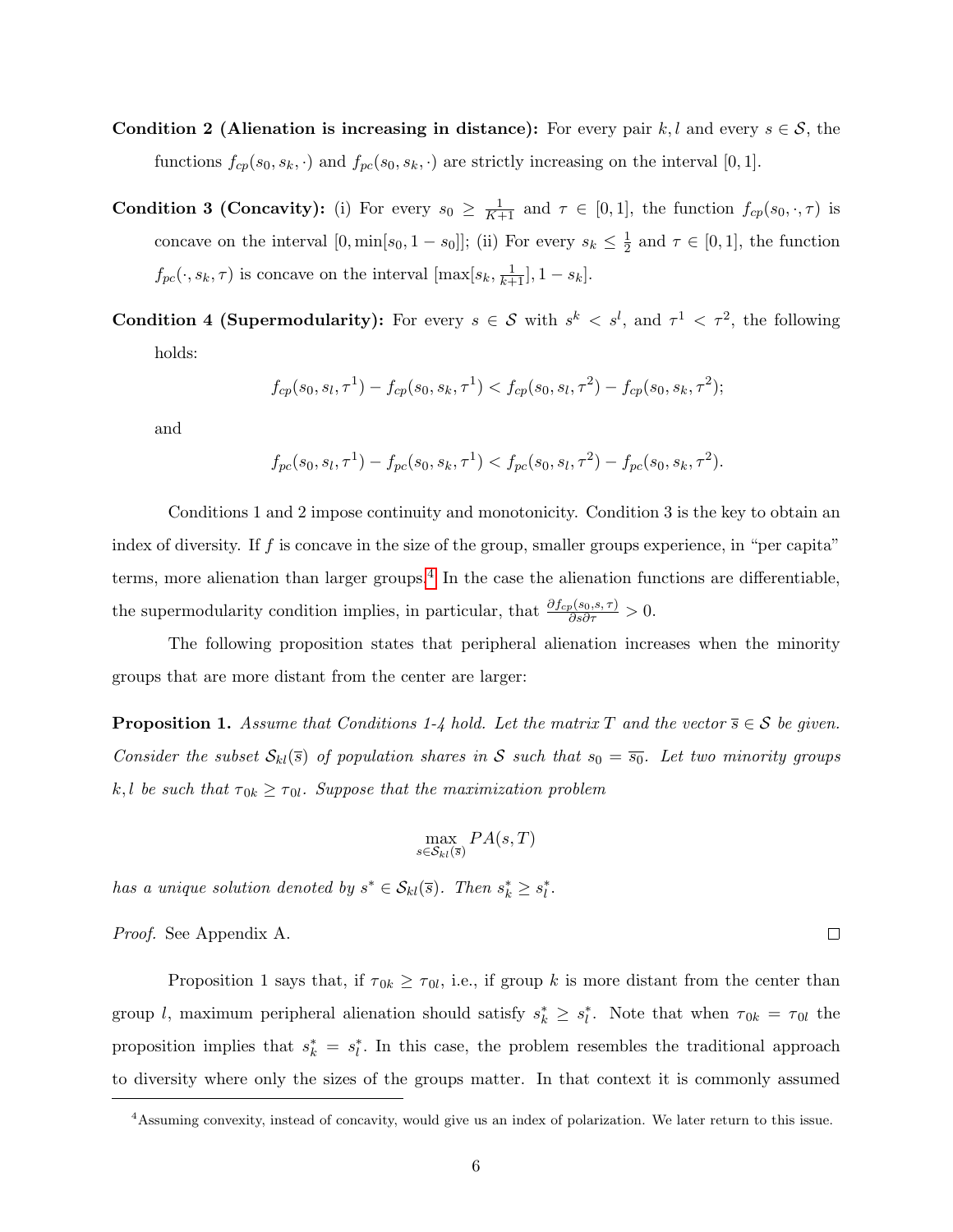**Condition 2 (Alienation is increasing in distance):** For every pair $k, l$ and every $s \in \mathcal{S}$, the functions $f_{cp}(s_0, s_k, \cdot)$ and $f_{pc}(s_0, s_k, \cdot)$ are strictly increasing on the interval $[0, 1]$.

**Condition 3 (Concavity):** (i) For every $s_0 \geq \frac{1}{K+1}$ and $\tau \in [0, 1]$, the function $f_{cp}(s_0, \cdot, \tau)$ is concave on the interval $[0, \min[s_0, 1 - s_0]]$; (ii) For every $s_k \leq \frac{1}{2}$ and $\tau \in [0, 1]$, the function $f_{pc}(\cdot, s_k, \tau)$ is concave on the interval $[\max[s_k, \frac{1}{k+1}], 1 - s_k]$.

**Condition 4 (Supermodularity):** For every $s \in \mathcal{S}$ with $s^k < s^l$, and $\tau^1 < \tau^2$, the following holds:

$$f_{cp}(s_0, s_l, \tau^1) - f_{cp}(s_0, s_k, \tau^1) < f_{cp}(s_0, s_l, \tau^2) - f_{cp}(s_0, s_k, \tau^2);$$

and

$$f_{pc}(s_0, s_l, \tau^1) - f_{pc}(s_0, s_k, \tau^1) < f_{pc}(s_0, s_l, \tau^2) - f_{pc}(s_0, s_k, \tau^2).$$

Conditions 1 and 2 impose continuity and monotonicity. Condition 3 is the key to obtain an index of diversity. If $f$ is concave in the size of the group, smaller groups experience, in "per capita" terms, more alienation than larger groups.[4] In the case the alienation functions are differentiable, the supermodularity condition implies, in particular, that $\frac{\partial f_{cp}(s_0, s, \tau)}{\partial s \partial \tau} > 0$.

The following proposition states that peripheral alienation increases when the minority groups that are more distant from the center are larger:

**Proposition 1.** *Assume that Conditions 1-4 hold. Let the matrix $T$ and the vector $\overline{s} \in \mathcal{S}$ be given. Consider the subset $\mathcal{S}_{kl}(\overline{s})$ of population shares in $\mathcal{S}$ such that $s_0 = \overline{s_0}$. Let two minority groups $k, l$ be such that $\tau_{0k} \geq \tau_{0l}$. Suppose that the maximization problem*

$$\max_{s \in \mathcal{S}_{kl}(\overline{s})} PA(s, T)$$

*has a unique solution denoted by $s^* \in \mathcal{S}_{kl}(\overline{s})$. Then $s^*_k \geq s^*_l$.*

*Proof.* See Appendix A. □

Proposition 1 says that, if $\tau_{0k} \geq \tau_{0l}$, i.e., if group $k$ is more distant from the center than group $l$, maximum peripheral alienation should satisfy $s^*_k \geq s^*_l$. Note that when $\tau_{0k} = \tau_{0l}$ the proposition implies that $s^*_k = s^*_l$. In this case, the problem resembles the traditional approach to diversity where only the sizes of the groups matter. In that context it is commonly assumed

[4] Assuming convexity, instead of concavity, would give us an index of polarization. We later return to this issue.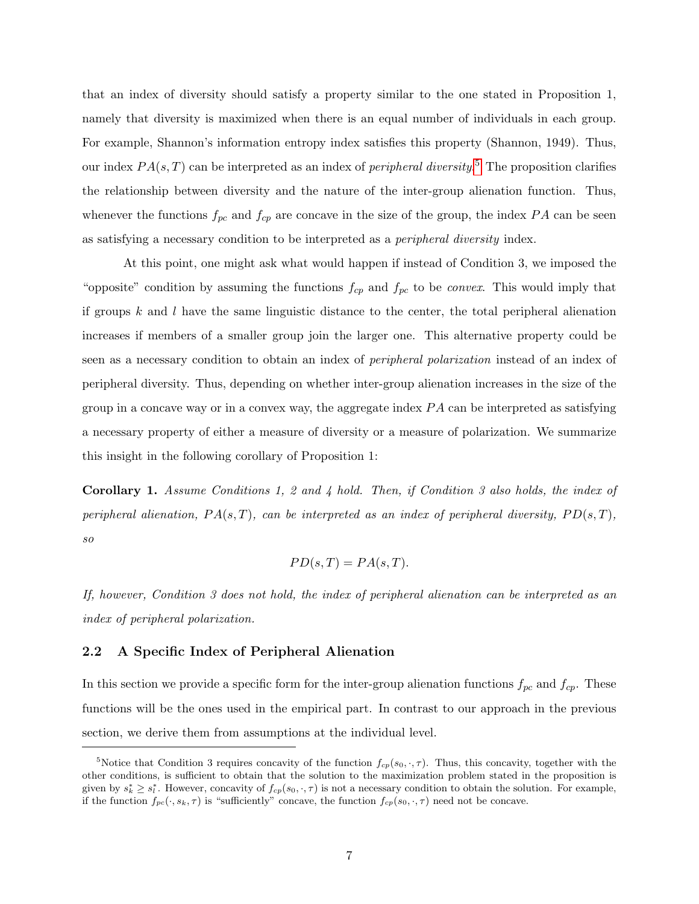that an index of diversity should satisfy a property similar to the one stated in Proposition 1, namely that diversity is maximized when there is an equal number of individuals in each group. For example, Shannon's information entropy index satisfies this property (Shannon, 1949). Thus, our index $PA(s, T)$ can be interpreted as an index of *peripheral diversity*.[5] The proposition clarifies the relationship between diversity and the nature of the inter-group alienation function. Thus, whenever the functions $f_{pc}$ and $f_{cp}$ are concave in the size of the group, the index $PA$ can be seen as satisfying a necessary condition to be interpreted as a *peripheral diversity* index.

At this point, one might ask what would happen if instead of Condition 3, we imposed the "opposite" condition by assuming the functions $f_{cp}$ and $f_{pc}$ to be *convex*. This would imply that if groups $k$ and $l$ have the same linguistic distance to the center, the total peripheral alienation increases if members of a smaller group join the larger one. This alternative property could be seen as a necessary condition to obtain an index of *peripheral polarization* instead of an index of peripheral diversity. Thus, depending on whether inter-group alienation increases in the size of the group in a concave way or in a convex way, the aggregate index $PA$ can be interpreted as satisfying a necessary property of either a measure of diversity or a measure of polarization. We summarize this insight in the following corollary of Proposition 1:

**Corollary 1.** *Assume Conditions 1, 2 and 4 hold. Then, if Condition 3 also holds, the index of peripheral alienation, $PA(s, T)$, can be interpreted as an index of peripheral diversity, $PD(s, T)$, so*

$$PD(s, T) = PA(s, T).$$

*If, however, Condition 3 does not hold, the index of peripheral alienation can be interpreted as an index of peripheral polarization.*

### 2.2 A Specific Index of Peripheral Alienation

In this section we provide a specific form for the inter-group alienation functions $f_{pc}$ and $f_{cp}$. These functions will be the ones used in the empirical part. In contrast to our approach in the previous section, we derive them from assumptions at the individual level.

---

[5] Notice that Condition 3 requires concavity of the function $f_{cp}(s_0, \cdot, \tau)$. Thus, this concavity, together with the other conditions, is sufficient to obtain that the solution to the maximization problem stated in the proposition is given by $s_k^* \geq s_l^*$. However, concavity of $f_{cp}(s_0, \cdot, \tau)$ is not a necessary condition to obtain the solution. For example, if the function $f_{pc}(\cdot, s_k, \tau)$ is "sufficiently" concave, the function $f_{cp}(s_0, \cdot, \tau)$ need not be concave.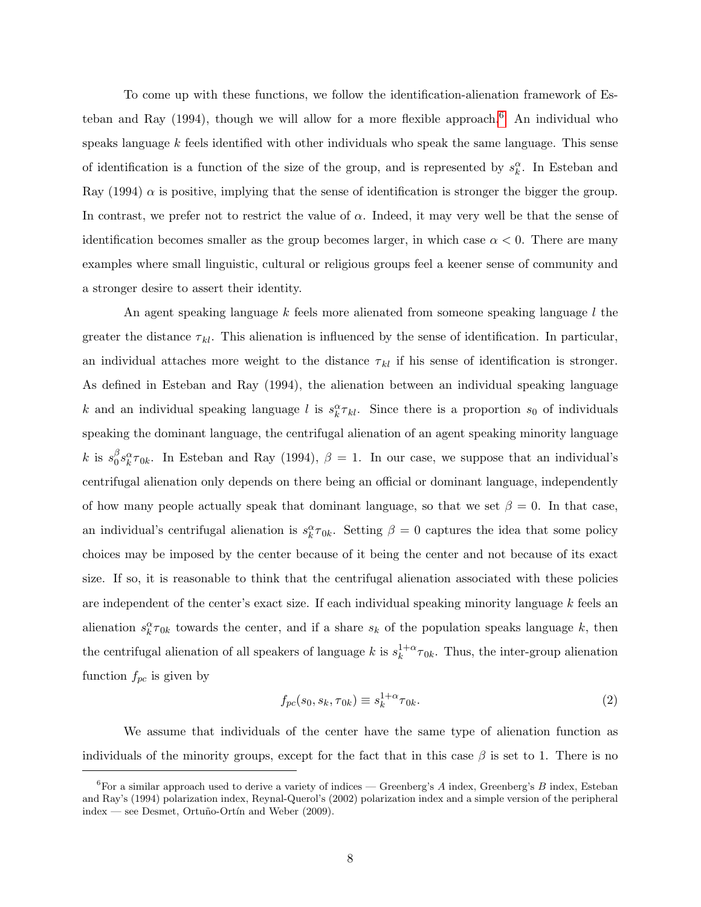To come up with these functions, we follow the identification-alienation framework of Esteban and Ray (1994), though we will allow for a more flexible approach.[6] An individual who speaks language $k$ feels identified with other individuals who speak the same language. This sense of identification is a function of the size of the group, and is represented by $s_k^\alpha$. In Esteban and Ray (1994) $\alpha$ is positive, implying that the sense of identification is stronger the bigger the group. In contrast, we prefer not to restrict the value of $\alpha$. Indeed, it may very well be that the sense of identification becomes smaller as the group becomes larger, in which case $\alpha < 0$. There are many examples where small linguistic, cultural or religious groups feel a keener sense of community and a stronger desire to assert their identity.

An agent speaking language $k$ feels more alienated from someone speaking language $l$ the greater the distance $\tau_{kl}$. This alienation is influenced by the sense of identification. In particular, an individual attaches more weight to the distance $\tau_{kl}$ if his sense of identification is stronger. As defined in Esteban and Ray (1994), the alienation between an individual speaking language $k$ and an individual speaking language $l$ is $s_k^\alpha \tau_{kl}$. Since there is a proportion $s_0$ of individuals speaking the dominant language, the centrifugal alienation of an agent speaking minority language $k$ is $s_0^\beta s_k^\alpha \tau_{0k}$. In Esteban and Ray (1994), $\beta = 1$. In our case, we suppose that an individual's centrifugal alienation only depends on there being an official or dominant language, independently of how many people actually speak that dominant language, so that we set $\beta = 0$. In that case, an individual's centrifugal alienation is $s_k^\alpha \tau_{0k}$. Setting $\beta = 0$ captures the idea that some policy choices may be imposed by the center because of it being the center and not because of its exact size. If so, it is reasonable to think that the centrifugal alienation associated with these policies are independent of the center's exact size. If each individual speaking minority language $k$ feels an alienation $s_k^\alpha \tau_{0k}$ towards the center, and if a share $s_k$ of the population speaks language $k$, then the centrifugal alienation of all speakers of language $k$ is $s_k^{1+\alpha} \tau_{0k}$. Thus, the inter-group alienation function $f_{pc}$ is given by

$$f_{pc}(s_0, s_k, \tau_{0k}) \equiv s_k^{1+\alpha} \tau_{0k}. \tag{2}$$

We assume that individuals of the center have the same type of alienation function as individuals of the minority groups, except for the fact that in this case $\beta$ is set to 1. There is no

[6] For a similar approach used to derive a variety of indices — Greenberg's $A$ index, Greenberg's $B$ index, Esteban and Ray's (1994) polarization index, Reynal-Querol's (2002) polarization index and a simple version of the peripheral index — see Desmet, Ortuño-Ortín and Weber (2009).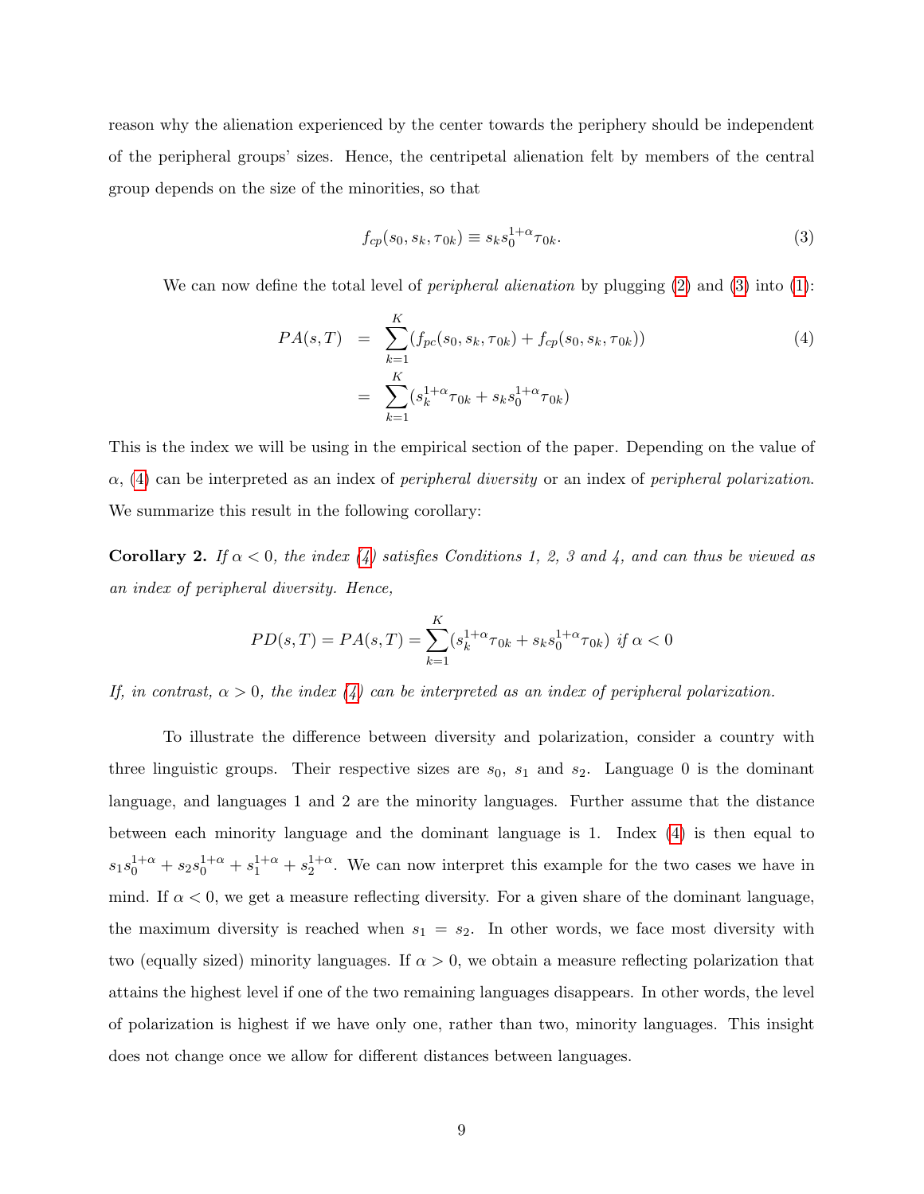reason why the alienation experienced by the center towards the periphery should be independent of the peripheral groups' sizes. Hence, the centripetal alienation felt by members of the central group depends on the size of the minorities, so that

$$f_{cp}(s_0, s_k, \tau_{0k}) \equiv s_k s_0^{1+\alpha} \tau_{0k}. \tag{3}$$

We can now define the total level of *peripheral alienation* by plugging (2) and (3) into (1):

$$\begin{aligned} PA(s,T) &= \sum_{k=1}^{K} (f_{pc}(s_0, s_k, \tau_{0k}) + f_{cp}(s_0, s_k, \tau_{0k})) \\ &= \sum_{k=1}^{K} (s_k^{1+\alpha} \tau_{0k} + s_k s_0^{1+\alpha} \tau_{0k}) \end{aligned} \tag{4}$$

This is the index we will be using in the empirical section of the paper. Depending on the value of $\alpha$, (4) can be interpreted as an index of *peripheral diversity* or an index of *peripheral polarization*. We summarize this result in the following corollary:

**Corollary 2.** *If $\alpha < 0$, the index (4) satisfies Conditions 1, 2, 3 and 4, and can thus be viewed as an index of peripheral diversity. Hence,*

$$PD(s,T) = PA(s,T) = \sum_{k=1}^{K} (s_k^{1+\alpha} \tau_{0k} + s_k s_0^{1+\alpha} \tau_{0k}) \ \textit{if } \alpha < 0$$

*If, in contrast, $\alpha > 0$, the index (4) can be interpreted as an index of peripheral polarization.*

To illustrate the difference between diversity and polarization, consider a country with three linguistic groups. Their respective sizes are $s_0$, $s_1$ and $s_2$. Language 0 is the dominant language, and languages 1 and 2 are the minority languages. Further assume that the distance between each minority language and the dominant language is 1. Index (4) is then equal to $s_1 s_0^{1+\alpha} + s_2 s_0^{1+\alpha} + s_1^{1+\alpha} + s_2^{1+\alpha}$. We can now interpret this example for the two cases we have in mind. If $\alpha < 0$, we get a measure reflecting diversity. For a given share of the dominant language, the maximum diversity is reached when $s_1 = s_2$. In other words, we face most diversity with two (equally sized) minority languages. If $\alpha > 0$, we obtain a measure reflecting polarization that attains the highest level if one of the two remaining languages disappears. In other words, the level of polarization is highest if we have only one, rather than two, minority languages. This insight does not change once we allow for different distances between languages.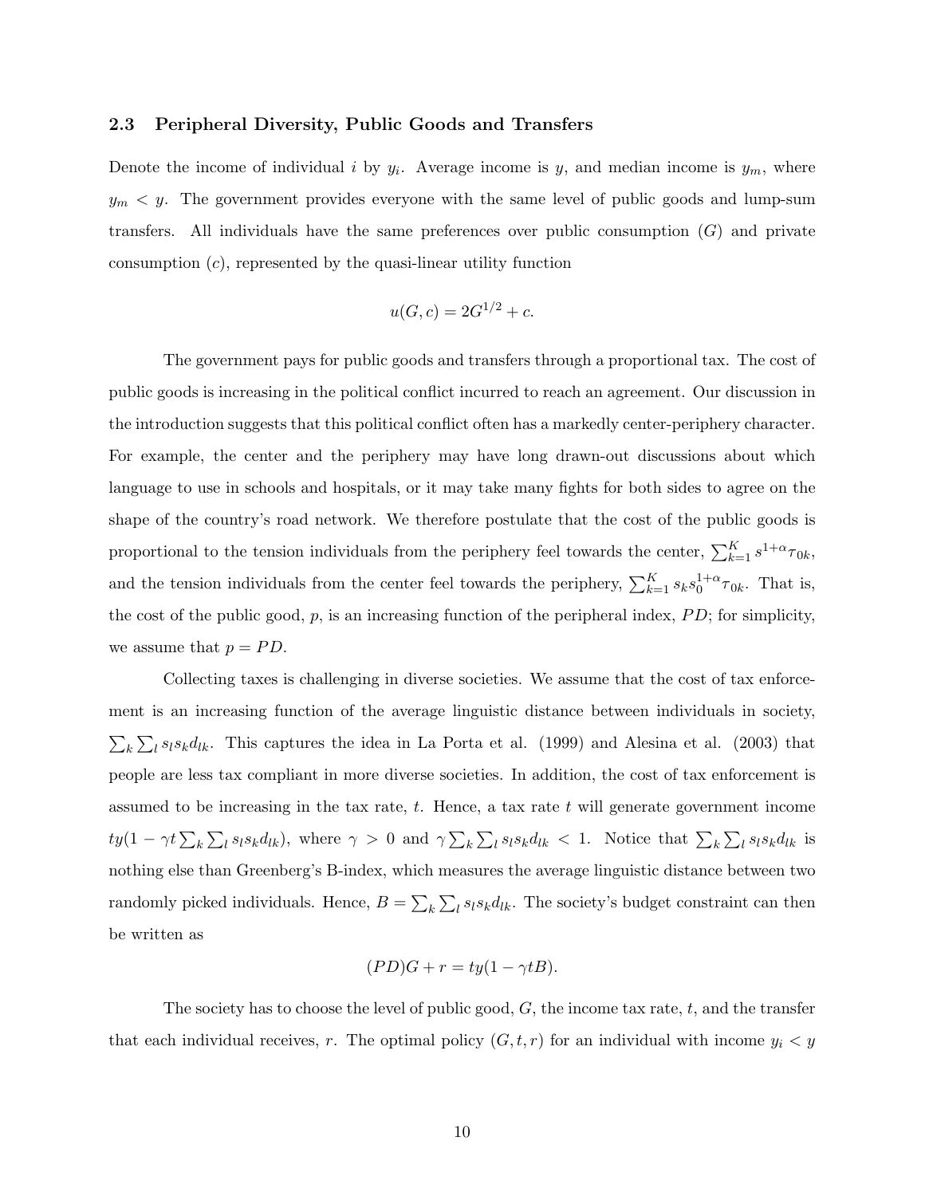### 2.3 Peripheral Diversity, Public Goods and Transfers

Denote the income of individual $i$ by $y_i$. Average income is $y$, and median income is $y_m$, where $y_m < y$. The government provides everyone with the same level of public goods and lump-sum transfers. All individuals have the same preferences over public consumption ($G$) and private consumption ($c$), represented by the quasi-linear utility function

$$u(G, c) = 2G^{1/2} + c.$$

The government pays for public goods and transfers through a proportional tax. The cost of public goods is increasing in the political conflict incurred to reach an agreement. Our discussion in the introduction suggests that this political conflict often has a markedly center-periphery character. For example, the center and the periphery may have long drawn-out discussions about which language to use in schools and hospitals, or it may take many fights for both sides to agree on the shape of the country's road network. We therefore postulate that the cost of the public goods is proportional to the tension individuals from the periphery feel towards the center, $\sum_{k=1}^{K} s^{1+\alpha}\tau_{0k}$, and the tension individuals from the center feel towards the periphery, $\sum_{k=1}^{K} s_k s_0^{1+\alpha}\tau_{0k}$. That is, the cost of the public good, $p$, is an increasing function of the peripheral index, $PD$; for simplicity, we assume that $p = PD$.

Collecting taxes is challenging in diverse societies. We assume that the cost of tax enforcement is an increasing function of the average linguistic distance between individuals in society, $\sum_k \sum_l s_l s_k d_{lk}$. This captures the idea in La Porta et al. (1999) and Alesina et al. (2003) that people are less tax compliant in more diverse societies. In addition, the cost of tax enforcement is assumed to be increasing in the tax rate, $t$. Hence, a tax rate $t$ will generate government income $ty(1 - \gamma t \sum_k \sum_l s_l s_k d_{lk})$, where $\gamma > 0$ and $\gamma \sum_k \sum_l s_l s_k d_{lk} < 1$. Notice that $\sum_k \sum_l s_l s_k d_{lk}$ is nothing else than Greenberg's B-index, which measures the average linguistic distance between two randomly picked individuals. Hence, $B = \sum_k \sum_l s_l s_k d_{lk}$. The society's budget constraint can then be written as

$$(PD)G + r = ty(1 - \gamma t B).$$

The society has to choose the level of public good, $G$, the income tax rate, $t$, and the transfer that each individual receives, $r$. The optimal policy $(G, t, r)$ for an individual with income $y_i < y$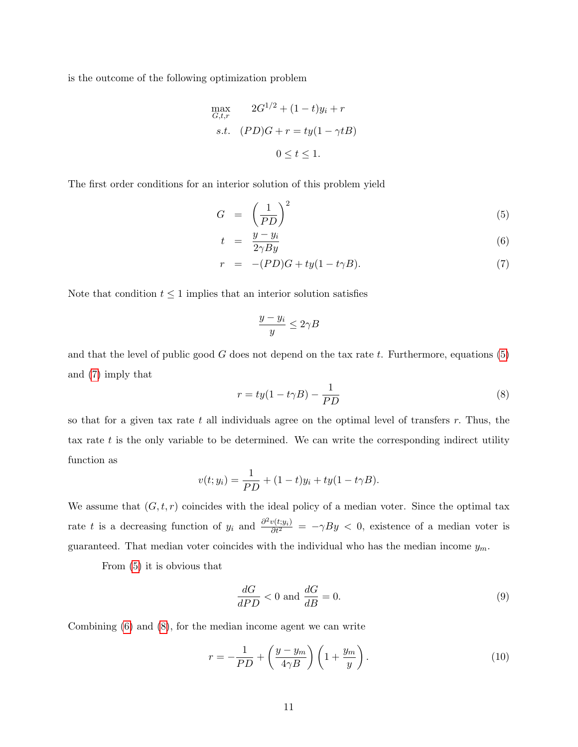is the outcome of the following optimization problem

$$
\begin{aligned}
\max_{G,t,r} \quad & 2G^{1/2} + (1-t)y_i + r \\
s.t. \quad & (PD)G + r = ty(1-\gamma tB) \\
& 0 \leq t \leq 1.
\end{aligned}
$$

The first order conditions for an interior solution of this problem yield

$$
G = \left(\frac{1}{PD}\right)^2 \tag{5}
$$

$$
t = \frac{y - y_i}{2\gamma By} \tag{6}
$$

$$
r = -(PD)G + ty(1 - t\gamma B). \tag{7}
$$

Note that condition $t \leq 1$ implies that an interior solution satisfies

$$
\frac{y - y_i}{y} \leq 2\gamma B
$$

and that the level of public good $G$ does not depend on the tax rate $t$. Furthermore, equations (5) and (7) imply that

$$
r = ty(1 - t\gamma B) - \frac{1}{PD} \tag{8}
$$

so that for a given tax rate $t$ all individuals agree on the optimal level of transfers $r$. Thus, the tax rate $t$ is the only variable to be determined. We can write the corresponding indirect utility function as

$$
v(t; y_i) = \frac{1}{PD} + (1-t)y_i + ty(1 - t\gamma B).
$$

We assume that $(G, t, r)$ coincides with the ideal policy of a median voter. Since the optimal tax rate $t$ is a decreasing function of $y_i$ and $\frac{\partial^2 v(t;y_i)}{\partial t^2} = -\gamma By < 0$, existence of a median voter is guaranteed. That median voter coincides with the individual who has the median income $y_m$.

From (5) it is obvious that

$$
\frac{dG}{dPD} < 0 \text{ and } \frac{dG}{dB} = 0. \tag{9}
$$

Combining (6) and (8), for the median income agent we can write

$$
r = -\frac{1}{PD} + \left(\frac{y - y_m}{4\gamma B}\right)\left(1 + \frac{y_m}{y}\right). \tag{10}
$$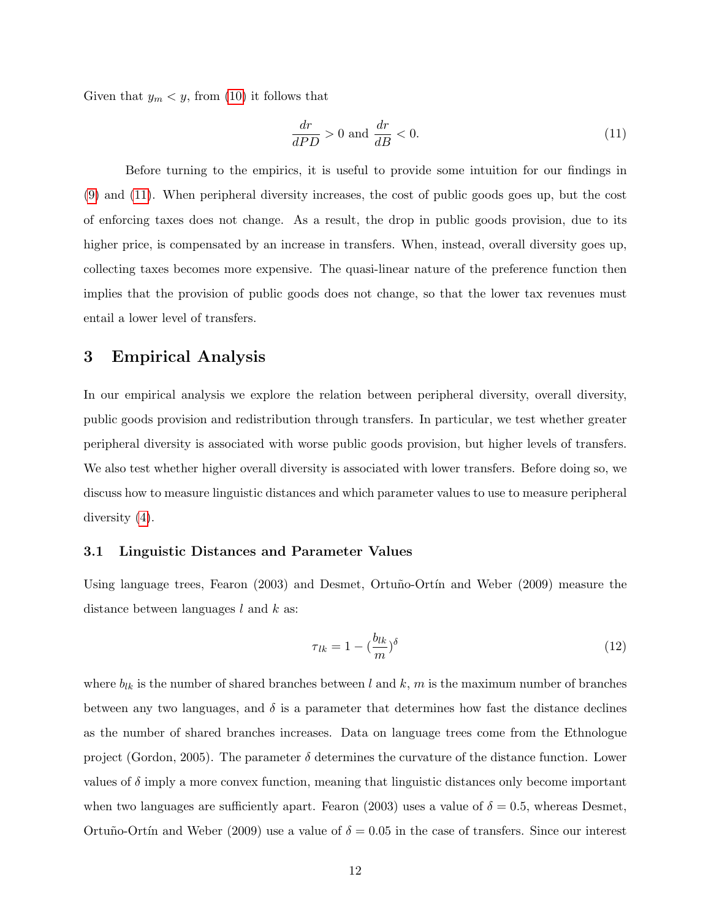Given that $y_m < y$, from (10) it follows that

$$\frac{dr}{dPD} > 0 \text{ and } \frac{dr}{dB} < 0. \tag{11}$$

Before turning to the empirics, it is useful to provide some intuition for our findings in (9) and (11). When peripheral diversity increases, the cost of public goods goes up, but the cost of enforcing taxes does not change. As a result, the drop in public goods provision, due to its higher price, is compensated by an increase in transfers. When, instead, overall diversity goes up, collecting taxes becomes more expensive. The quasi-linear nature of the preference function then implies that the provision of public goods does not change, so that the lower tax revenues must entail a lower level of transfers.

## 3 Empirical Analysis

In our empirical analysis we explore the relation between peripheral diversity, overall diversity, public goods provision and redistribution through transfers. In particular, we test whether greater peripheral diversity is associated with worse public goods provision, but higher levels of transfers. We also test whether higher overall diversity is associated with lower transfers. Before doing so, we discuss how to measure linguistic distances and which parameter values to use to measure peripheral diversity (4).

### 3.1 Linguistic Distances and Parameter Values

Using language trees, Fearon (2003) and Desmet, Ortuño-Ortín and Weber (2009) measure the distance between languages $l$ and $k$ as:

$$\tau_{lk} = 1 - (\frac{b_{lk}}{m})^{\delta} \tag{12}$$

where $b_{lk}$ is the number of shared branches between $l$ and $k$, $m$ is the maximum number of branches between any two languages, and $\delta$ is a parameter that determines how fast the distance declines as the number of shared branches increases. Data on language trees come from the Ethnologue project (Gordon, 2005). The parameter $\delta$ determines the curvature of the distance function. Lower values of $\delta$ imply a more convex function, meaning that linguistic distances only become important when two languages are sufficiently apart. Fearon (2003) uses a value of $\delta = 0.5$, whereas Desmet, Ortuño-Ortín and Weber (2009) use a value of $\delta = 0.05$ in the case of transfers. Since our interest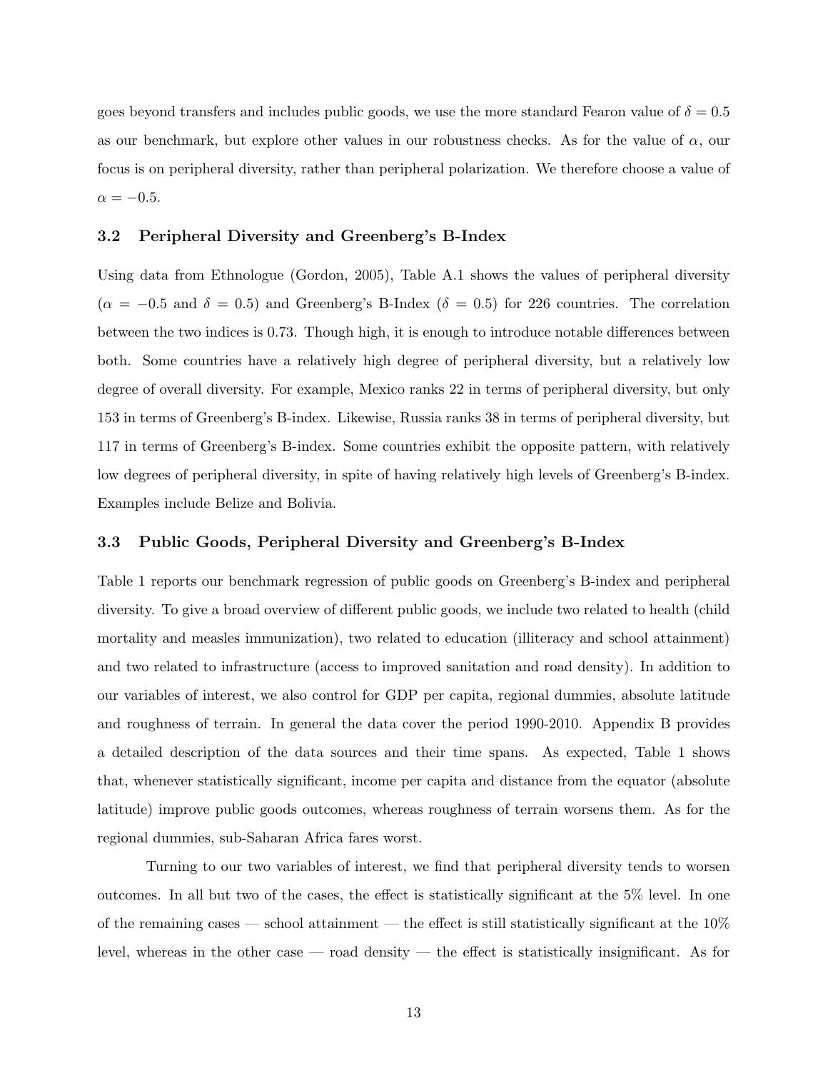goes beyond transfers and includes public goods, we use the more standard Fearon value of $\delta = 0.5$ as our benchmark, but explore other values in our robustness checks. As for the value of $\alpha$, our focus is on peripheral diversity, rather than peripheral polarization. We therefore choose a value of $\alpha = -0.5$.

### 3.2 Peripheral Diversity and Greenberg's B-Index

Using data from Ethnologue (Gordon, 2005), Table A.1 shows the values of peripheral diversity ($\alpha = -0.5$ and $\delta = 0.5$) and Greenberg's B-Index ($\delta = 0.5$) for 226 countries. The correlation between the two indices is 0.73. Though high, it is enough to introduce notable differences between both. Some countries have a relatively high degree of peripheral diversity, but a relatively low degree of overall diversity. For example, Mexico ranks 22 in terms of peripheral diversity, but only 153 in terms of Greenberg's B-index. Likewise, Russia ranks 38 in terms of peripheral diversity, but 117 in terms of Greenberg's B-index. Some countries exhibit the opposite pattern, with relatively low degrees of peripheral diversity, in spite of having relatively high levels of Greenberg's B-index. Examples include Belize and Bolivia.

### 3.3 Public Goods, Peripheral Diversity and Greenberg's B-Index

Table 1 reports our benchmark regression of public goods on Greenberg's B-index and peripheral diversity. To give a broad overview of different public goods, we include two related to health (child mortality and measles immunization), two related to education (illiteracy and school attainment) and two related to infrastructure (access to improved sanitation and road density). In addition to our variables of interest, we also control for GDP per capita, regional dummies, absolute latitude and roughness of terrain. In general the data cover the period 1990-2010. Appendix B provides a detailed description of the data sources and their time spans. As expected, Table 1 shows that, whenever statistically significant, income per capita and distance from the equator (absolute latitude) improve public goods outcomes, whereas roughness of terrain worsens them. As for the regional dummies, sub-Saharan Africa fares worst.

Turning to our two variables of interest, we find that peripheral diversity tends to worsen outcomes. In all but two of the cases, the effect is statistically significant at the 5% level. In one of the remaining cases — school attainment — the effect is still statistically significant at the 10% level, whereas in the other case — road density — the effect is statistically insignificant. As for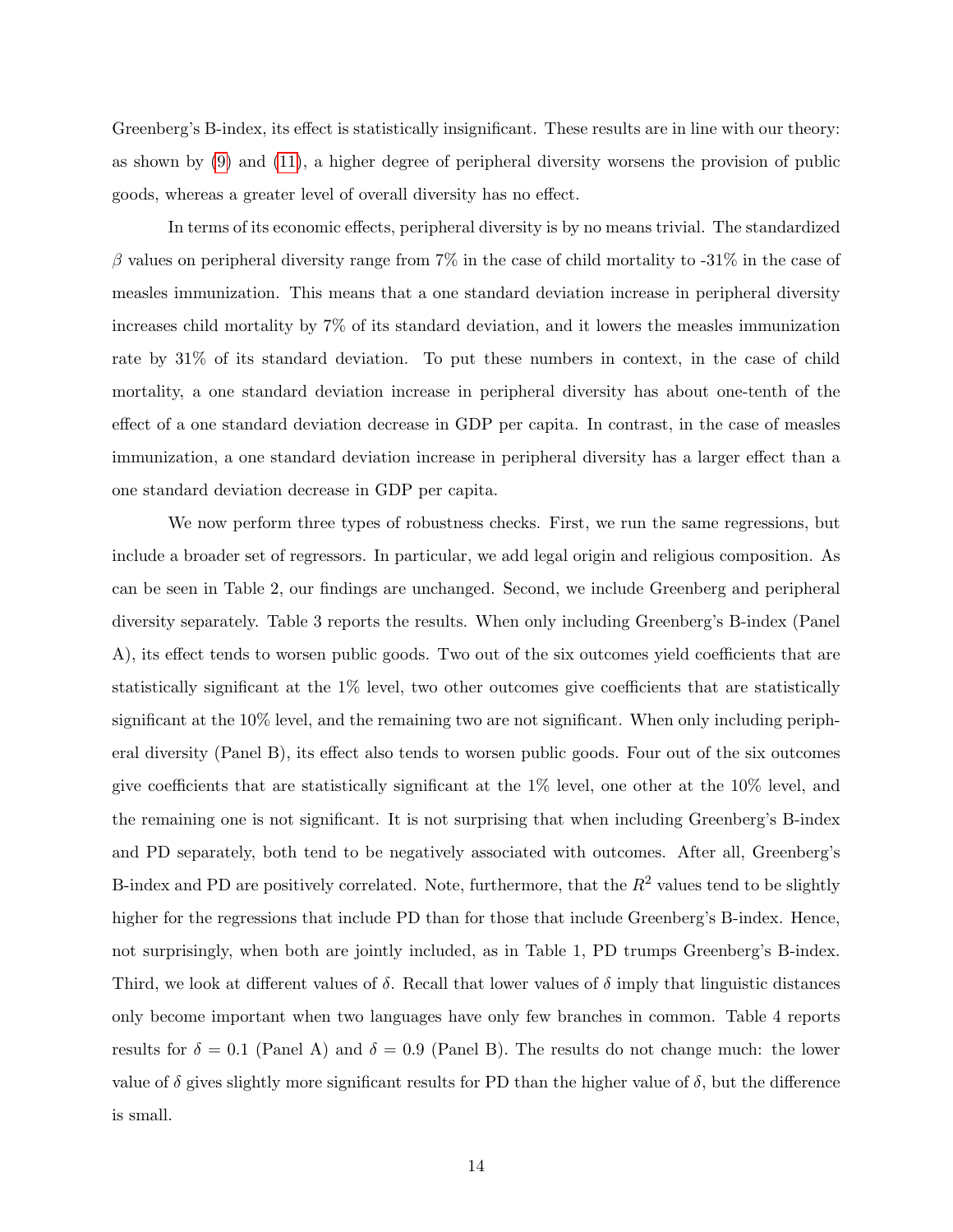Greenberg's B-index, its effect is statistically insignificant. These results are in line with our theory: as shown by (9) and (11), a higher degree of peripheral diversity worsens the provision of public goods, whereas a greater level of overall diversity has no effect.

In terms of its economic effects, peripheral diversity is by no means trivial. The standardized $\beta$ values on peripheral diversity range from 7% in the case of child mortality to -31% in the case of measles immunization. This means that a one standard deviation increase in peripheral diversity increases child mortality by 7% of its standard deviation, and it lowers the measles immunization rate by 31% of its standard deviation. To put these numbers in context, in the case of child mortality, a one standard deviation increase in peripheral diversity has about one-tenth of the effect of a one standard deviation decrease in GDP per capita. In contrast, in the case of measles immunization, a one standard deviation increase in peripheral diversity has a larger effect than a one standard deviation decrease in GDP per capita.

We now perform three types of robustness checks. First, we run the same regressions, but include a broader set of regressors. In particular, we add legal origin and religious composition. As can be seen in Table 2, our findings are unchanged. Second, we include Greenberg and peripheral diversity separately. Table 3 reports the results. When only including Greenberg's B-index (Panel A), its effect tends to worsen public goods. Two out of the six outcomes yield coefficients that are statistically significant at the 1% level, two other outcomes give coefficients that are statistically significant at the 10% level, and the remaining two are not significant. When only including peripheral diversity (Panel B), its effect also tends to worsen public goods. Four out of the six outcomes give coefficients that are statistically significant at the 1% level, one other at the 10% level, and the remaining one is not significant. It is not surprising that when including Greenberg's B-index and PD separately, both tend to be negatively associated with outcomes. After all, Greenberg's B-index and PD are positively correlated. Note, furthermore, that the $R^2$ values tend to be slightly higher for the regressions that include PD than for those that include Greenberg's B-index. Hence, not surprisingly, when both are jointly included, as in Table 1, PD trumps Greenberg's B-index. Third, we look at different values of $\delta$. Recall that lower values of $\delta$ imply that linguistic distances only become important when two languages have only few branches in common. Table 4 reports results for $\delta = 0.1$ (Panel A) and $\delta = 0.9$ (Panel B). The results do not change much: the lower value of $\delta$ gives slightly more significant results for PD than the higher value of $\delta$, but the difference is small.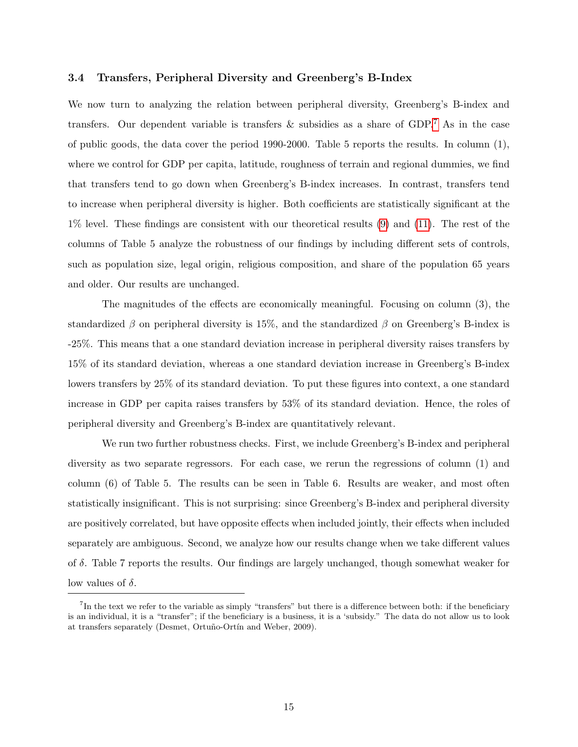### 3.4 Transfers, Peripheral Diversity and Greenberg's B-Index

We now turn to analyzing the relation between peripheral diversity, Greenberg's B-index and transfers. Our dependent variable is transfers & subsidies as a share of GDP.[7] As in the case of public goods, the data cover the period 1990-2000. Table 5 reports the results. In column (1), where we control for GDP per capita, latitude, roughness of terrain and regional dummies, we find that transfers tend to go down when Greenberg's B-index increases. In contrast, transfers tend to increase when peripheral diversity is higher. Both coefficients are statistically significant at the 1% level. These findings are consistent with our theoretical results (9) and (11). The rest of the columns of Table 5 analyze the robustness of our findings by including different sets of controls, such as population size, legal origin, religious composition, and share of the population 65 years and older. Our results are unchanged.

The magnitudes of the effects are economically meaningful. Focusing on column (3), the standardized $\beta$ on peripheral diversity is 15%, and the standardized $\beta$ on Greenberg's B-index is -25%. This means that a one standard deviation increase in peripheral diversity raises transfers by 15% of its standard deviation, whereas a one standard deviation increase in Greenberg's B-index lowers transfers by 25% of its standard deviation. To put these figures into context, a one standard increase in GDP per capita raises transfers by 53% of its standard deviation. Hence, the roles of peripheral diversity and Greenberg's B-index are quantitatively relevant.

We run two further robustness checks. First, we include Greenberg's B-index and peripheral diversity as two separate regressors. For each case, we rerun the regressions of column (1) and column (6) of Table 5. The results can be seen in Table 6. Results are weaker, and most often statistically insignificant. This is not surprising: since Greenberg's B-index and peripheral diversity are positively correlated, but have opposite effects when included jointly, their effects when included separately are ambiguous. Second, we analyze how our results change when we take different values of $\delta$. Table 7 reports the results. Our findings are largely unchanged, though somewhat weaker for low values of $\delta$.

[7] In the text we refer to the variable as simply "transfers" but there is a difference between both: if the beneficiary is an individual, it is a "transfer"; if the beneficiary is a business, it is a 'subsidy." The data do not allow us to look at transfers separately (Desmet, Ortuño-Ortín and Weber, 2009).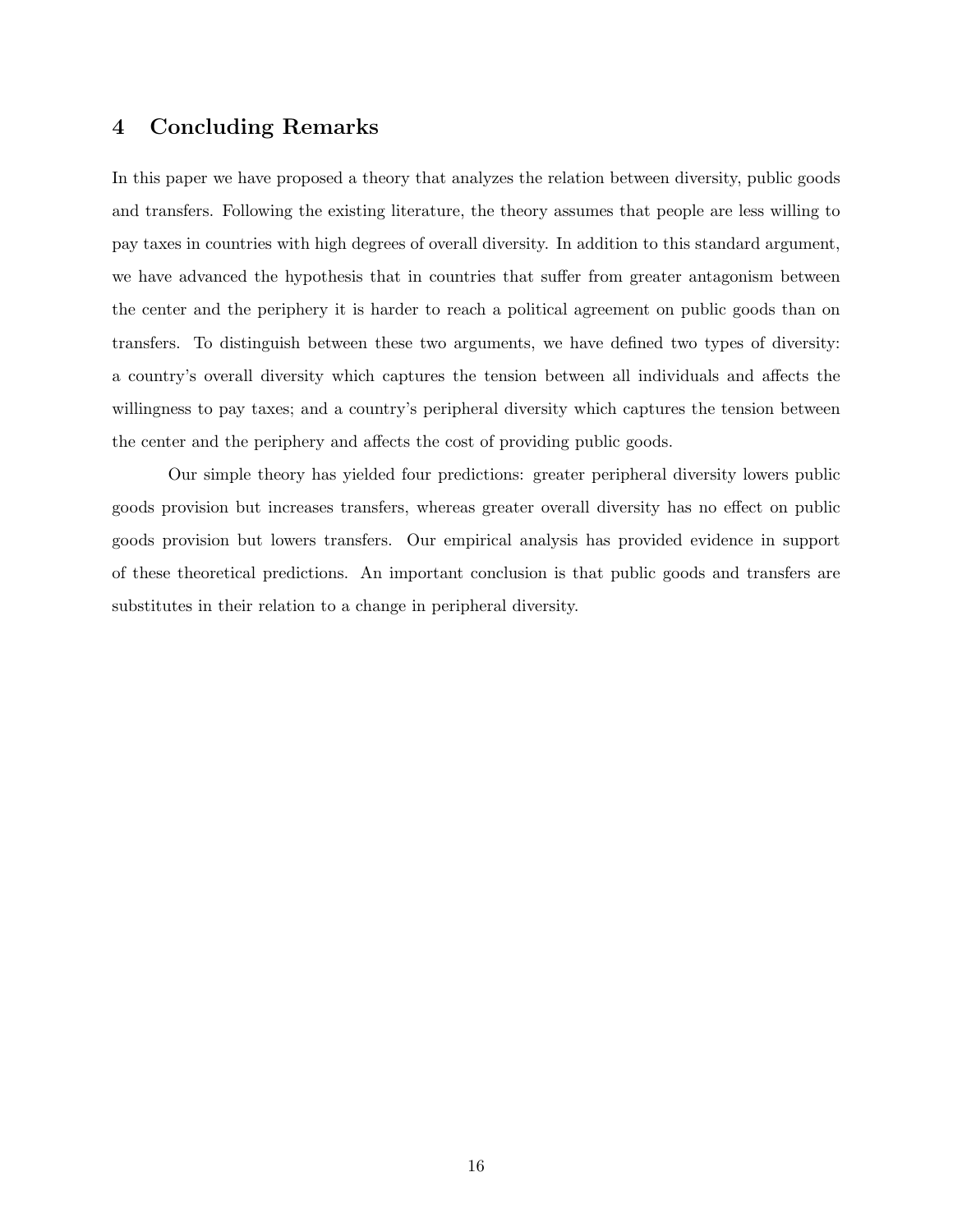## 4 Concluding Remarks

In this paper we have proposed a theory that analyzes the relation between diversity, public goods and transfers. Following the existing literature, the theory assumes that people are less willing to pay taxes in countries with high degrees of overall diversity. In addition to this standard argument, we have advanced the hypothesis that in countries that suffer from greater antagonism between the center and the periphery it is harder to reach a political agreement on public goods than on transfers. To distinguish between these two arguments, we have defined two types of diversity: a country's overall diversity which captures the tension between all individuals and affects the willingness to pay taxes; and a country's peripheral diversity which captures the tension between the center and the periphery and affects the cost of providing public goods.

Our simple theory has yielded four predictions: greater peripheral diversity lowers public goods provision but increases transfers, whereas greater overall diversity has no effect on public goods provision but lowers transfers. Our empirical analysis has provided evidence in support of these theoretical predictions. An important conclusion is that public goods and transfers are substitutes in their relation to a change in peripheral diversity.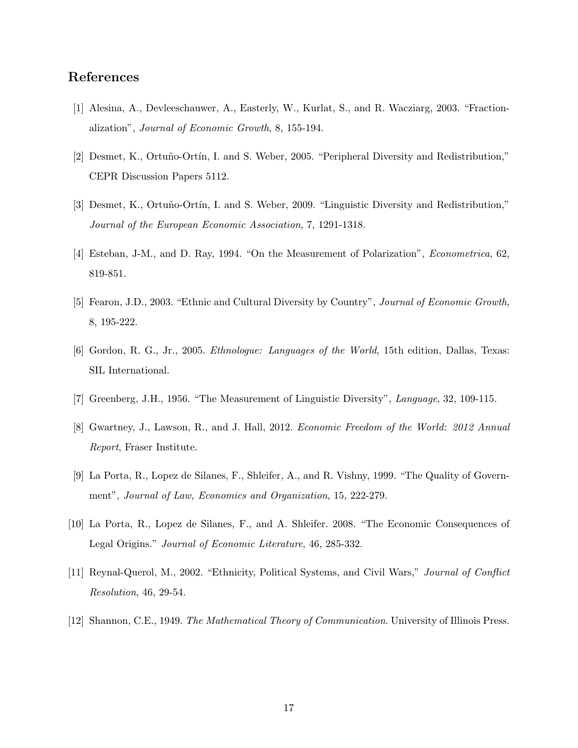## References

[1] Alesina, A., Devleeschauwer, A., Easterly, W., Kurlat, S., and R. Wacziarg, 2003. "Fractionalization", *Journal of Economic Growth*, 8, 155-194.

[2] Desmet, K., Ortuño-Ortín, I. and S. Weber, 2005. "Peripheral Diversity and Redistribution," CEPR Discussion Papers 5112.

[3] Desmet, K., Ortuño-Ortín, I. and S. Weber, 2009. "Linguistic Diversity and Redistribution," *Journal of the European Economic Association*, 7, 1291-1318.

[4] Esteban, J-M., and D. Ray, 1994. "On the Measurement of Polarization", *Econometrica*, 62, 819-851.

[5] Fearon, J.D., 2003. "Ethnic and Cultural Diversity by Country", *Journal of Economic Growth*, 8, 195-222.

[6] Gordon, R. G., Jr., 2005. *Ethnologue: Languages of the World*, 15th edition, Dallas, Texas: SIL International.

[7] Greenberg, J.H., 1956. "The Measurement of Linguistic Diversity", *Language*, 32, 109-115.

[8] Gwartney, J., Lawson, R., and J. Hall, 2012. *Economic Freedom of the World: 2012 Annual Report*, Fraser Institute.

[9] La Porta, R., Lopez de Silanes, F., Shleifer, A., and R. Vishny, 1999. "The Quality of Government", *Journal of Law, Economics and Organization*, 15, 222-279.

[10] La Porta, R., Lopez de Silanes, F., and A. Shleifer. 2008. "The Economic Consequences of Legal Origins." *Journal of Economic Literature*, 46, 285-332.

[11] Reynal-Querol, M., 2002. "Ethnicity, Political Systems, and Civil Wars," *Journal of Conflict Resolution*, 46, 29-54.

[12] Shannon, C.E., 1949. *The Mathematical Theory of Communication*. University of Illinois Press.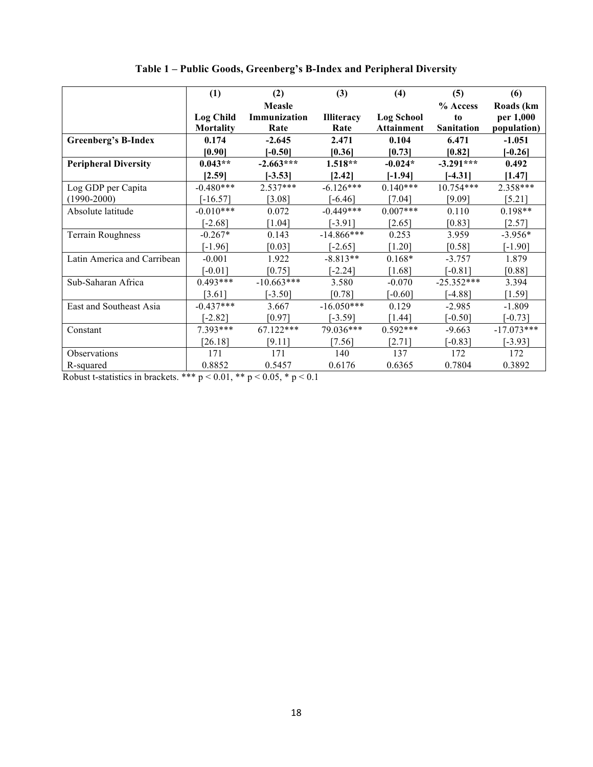**Table 1 – Public Goods, Greenberg's B-Index and Peripheral Diversity**

| | (1) | (2) | (3) | (4) | (5) | (6) |
|---|---|---|---|---|---|---|
| | Log Child Mortality | Measle Immunization Rate | Illiteracy Rate | Log School Attainment | % Access to Sanitation | Roads (km per 1,000 population) |
| **Greenberg's B-Index** | **0.174** | **-2.645** | **2.471** | **0.104** | **6.471** | **-1.051** |
| | **[0.90]** | **[-0.50]** | **[0.36]** | **[0.73]** | **[0.82]** | **[-0.26]** |
| **Peripheral Diversity** | **0.043\*\*** | **-2.663\*\*\*** | **1.518\*\*** | **-0.024\*** | **-3.291\*\*\*** | **0.492** |
| | **[2.59]** | **[-3.53]** | **[2.42]** | **[-1.94]** | **[-4.31]** | **[1.47]** |
| Log GDP per Capita (1990-2000) | -0.480*** | 2.537*** | -6.126*** | 0.140*** | 10.754*** | 2.358*** |
| | [-16.57] | [3.08] | [-6.46] | [7.04] | [9.09] | [5.21] |
| Absolute latitude | -0.010*** | 0.072 | -0.449*** | 0.007*** | 0.110 | 0.198** |
| | [-2.68] | [1.04] | [-3.91] | [2.65] | [0.83] | [2.57] |
| Terrain Roughness | -0.267* | 0.143 | -14.866*** | 0.253 | 3.959 | -3.956* |
| | [-1.96] | [0.03] | [-2.65] | [1.20] | [0.58] | [-1.90] |
| Latin America and Carribean | -0.001 | 1.922 | -8.813** | 0.168* | -3.757 | 1.879 |
| | [-0.01] | [0.75] | [-2.24] | [1.68] | [-0.81] | [0.88] |
| Sub-Saharan Africa | 0.493*** | -10.663*** | 3.580 | -0.070 | -25.352*** | 3.394 |
| | [3.61] | [-3.50] | [0.78] | [-0.60] | [-4.88] | [1.59] |
| East and Southeast Asia | -0.437*** | 3.667 | -16.050*** | 0.129 | -2.985 | -1.809 |
| | [-2.82] | [0.97] | [-3.59] | [1.44] | [-0.50] | [-0.73] |
| Constant | 7.393*** | 67.122*** | 79.036*** | 0.592*** | -9.663 | -17.073*** |
| | [26.18] | [9.11] | [7.56] | [2.71] | [-0.83] | [-3.93] |
| Observations | 171 | 171 | 140 | 137 | 172 | 172 |
| R-squared | 0.8852 | 0.5457 | 0.6176 | 0.6365 | 0.7804 | 0.3892 |

Robust t-statistics in brackets. *** $p < 0.01$, ** $p < 0.05$, * $p < 0.1$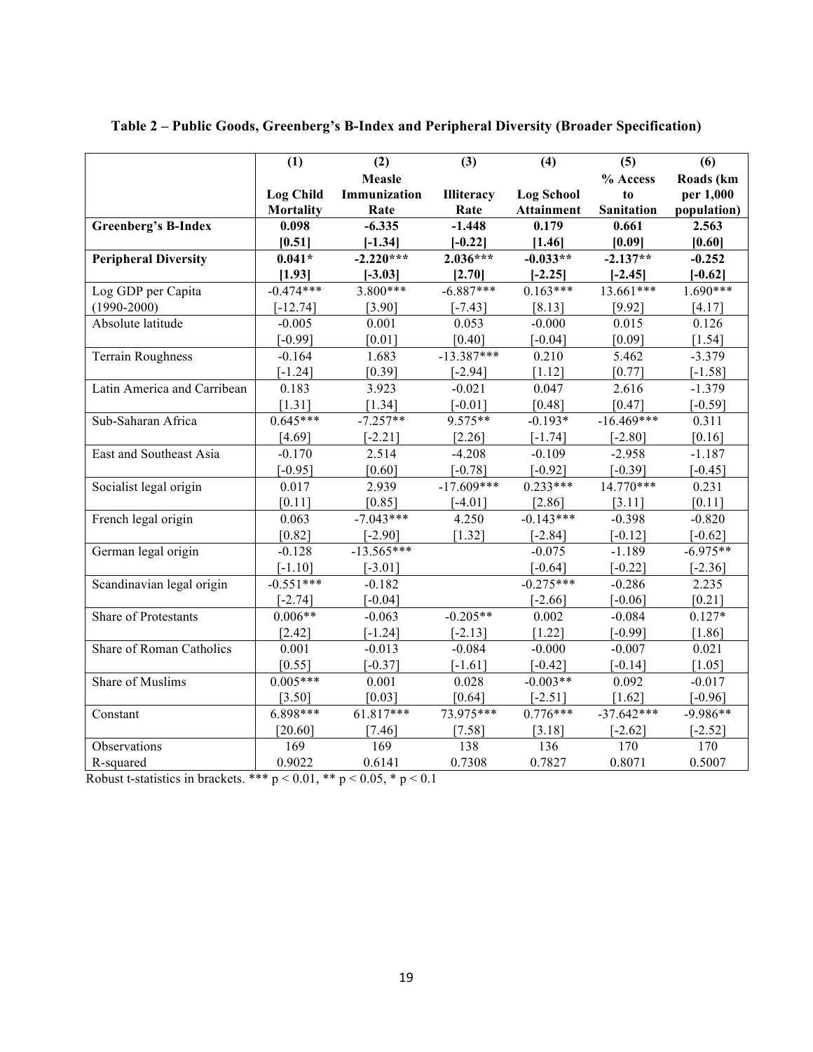**Table 2 – Public Goods, Greenberg's B-Index and Peripheral Diversity (Broader Specification)**

| | (1) | (2) | (3) | (4) | (5) | (6) |
|---|---|---|---|---|---|---|
| | **Log Child Mortality** | **Measle Immunization Rate** | **Illiteracy Rate** | **Log School Attainment** | **% Access to Sanitation** | **Roads (km per 1,000 population)** |
| **Greenberg's B-Index** | **0.098** | **-6.335** | **-1.448** | **0.179** | **0.661** | **2.563** |
| | **[0.51]** | **[-1.34]** | **[-0.22]** | **[1.46]** | **[0.09]** | **[0.60]** |
| **Peripheral Diversity** | **0.041*** | **-2.220***** | **2.036***** | **-0.033**** | **-2.137**** | **-0.252** |
| | **[1.93]** | **[-3.03]** | **[2.70]** | **[-2.25]** | **[-2.45]** | **[-0.62]** |
| Log GDP per Capita (1990-2000) | -0.474*** | 3.800*** | -6.887*** | 0.163*** | 13.661*** | 1.690*** |
| | [-12.74] | [3.90] | [-7.43] | [8.13] | [9.92] | [4.17] |
| Absolute latitude | -0.005 | 0.001 | 0.053 | -0.000 | 0.015 | 0.126 |
| | [-0.99] | [0.01] | [0.40] | [-0.04] | [0.09] | [1.54] |
| Terrain Roughness | -0.164 | 1.683 | -13.387*** | 0.210 | 5.462 | -3.379 |
| | [-1.24] | [0.39] | [-2.94] | [1.12] | [0.77] | [-1.58] |
| Latin America and Carribean | 0.183 | 3.923 | -0.021 | 0.047 | 2.616 | -1.379 |
| | [1.31] | [1.34] | [-0.01] | [0.48] | [0.47] | [-0.59] |
| Sub-Saharan Africa | 0.645*** | -7.257** | 9.575** | -0.193* | -16.469*** | 0.311 |
| | [4.69] | [-2.21] | [2.26] | [-1.74] | [-2.80] | [0.16] |
| East and Southeast Asia | -0.170 | 2.514 | -4.208 | -0.109 | -2.958 | -1.187 |
| | [-0.95] | [0.60] | [-0.78] | [-0.92] | [-0.39] | [-0.45] |
| Socialist legal origin | 0.017 | 2.939 | -17.609*** | 0.233*** | 14.770*** | 0.231 |
| | [0.11] | [0.85] | [-4.01] | [2.86] | [3.11] | [0.11] |
| French legal origin | 0.063 | -7.043*** | 4.250 | -0.143*** | -0.398 | -0.820 |
| | [0.82] | [-2.90] | [1.32] | [-2.84] | [-0.12] | [-0.62] |
| German legal origin | -0.128 | -13.565*** | | -0.075 | -1.189 | -6.975** |
| | [-1.10] | [-3.01] | | [-0.64] | [-0.22] | [-2.36] |
| Scandinavian legal origin | -0.551*** | -0.182 | | -0.275*** | -0.286 | 2.235 |
| | [-2.74] | [-0.04] | | [-2.66] | [-0.06] | [0.21] |
| Share of Protestants | 0.006** | -0.063 | -0.205** | 0.002 | -0.084 | 0.127* |
| | [2.42] | [-1.24] | [-2.13] | [1.22] | [-0.99] | [1.86] |
| Share of Roman Catholics | 0.001 | -0.013 | -0.084 | -0.000 | -0.007 | 0.021 |
| | [0.55] | [-0.37] | [-1.61] | [-0.42] | [-0.14] | [1.05] |
| Share of Muslims | 0.005*** | 0.001 | 0.028 | -0.003** | 0.092 | -0.017 |
| | [3.50] | [0.03] | [0.64] | [-2.51] | [1.62] | [-0.96] |
| Constant | 6.898*** | 61.817*** | 73.975*** | 0.776*** | -37.642*** | -9.986** |
| | [20.60] | [7.46] | [7.58] | [3.18] | [-2.62] | [-2.52] |
| Observations | 169 | 169 | 138 | 136 | 170 | 170 |
| R-squared | 0.9022 | 0.6141 | 0.7308 | 0.7827 | 0.8071 | 0.5007 |

Robust t-statistics in brackets. *** $p < 0.01$, ** $p < 0.05$, * $p < 0.1$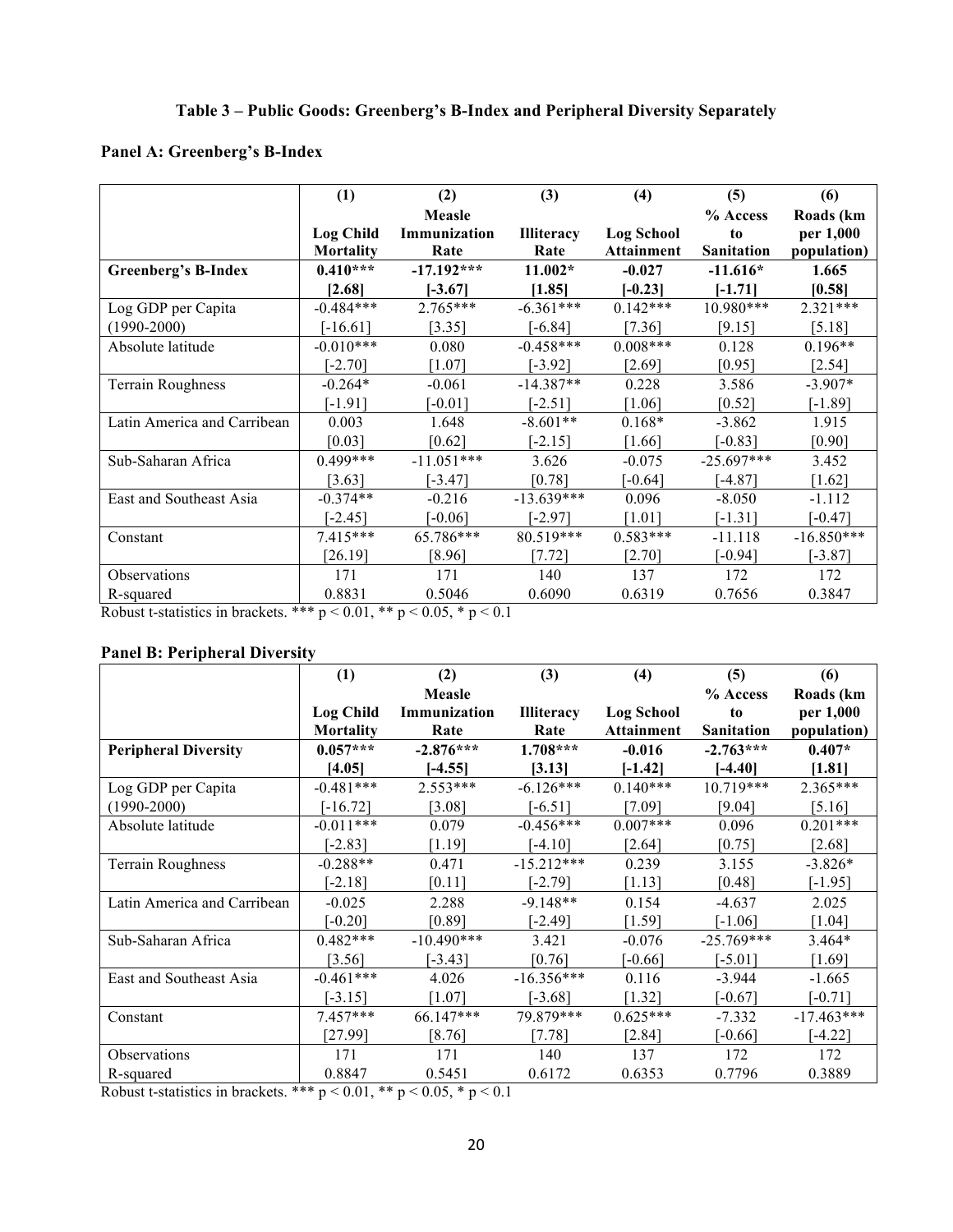**Table 3 – Public Goods: Greenberg's B-Index and Peripheral Diversity Separately**

**Panel A: Greenberg's B-Index**

| | (1) | (2) | (3) | (4) | (5) | (6) |
|---|---|---|---|---|---|---|
| | **Log Child Mortality** | **Measle Immunization Rate** | **Illiteracy Rate** | **Log School Attainment** | **% Access to Sanitation** | **Roads (km per 1,000 population)** |
| **Greenberg's B-Index** | **0.410***** | **-17.192***** | **11.002*** | **-0.027** | **-11.616*** | **1.665** |
| | **[2.68]** | **[-3.67]** | **[1.85]** | **[-0.23]** | **[-1.71]** | **[0.58]** |
| Log GDP per Capita (1990-2000) | -0.484*** | 2.765*** | -6.361*** | 0.142*** | 10.980*** | 2.321*** |
| | [-16.61] | [3.35] | [-6.84] | [7.36] | [9.15] | [5.18] |
| Absolute latitude | -0.010*** | 0.080 | -0.458*** | 0.008*** | 0.128 | 0.196** |
| | [-2.70] | [1.07] | [-3.92] | [2.69] | [0.95] | [2.54] |
| Terrain Roughness | -0.264* | -0.061 | -14.387** | 0.228 | 3.586 | -3.907* |
| | [-1.91] | [-0.01] | [-2.51] | [1.06] | [0.52] | [-1.89] |
| Latin America and Carribean | 0.003 | 1.648 | -8.601** | 0.168* | -3.862 | 1.915 |
| | [0.03] | [0.62] | [-2.15] | [1.66] | [-0.83] | [0.90] |
| Sub-Saharan Africa | 0.499*** | -11.051*** | 3.626 | -0.075 | -25.697*** | 3.452 |
| | [3.63] | [-3.47] | [0.78] | [-0.64] | [-4.87] | [1.62] |
| East and Southeast Asia | -0.374** | -0.216 | -13.639*** | 0.096 | -8.050 | -1.112 |
| | [-2.45] | [-0.06] | [-2.97] | [1.01] | [-1.31] | [-0.47] |
| Constant | 7.415*** | 65.786*** | 80.519*** | 0.583*** | -11.118 | -16.850*** |
| | [26.19] | [8.96] | [7.72] | [2.70] | [-0.94] | [-3.87] |
| Observations | 171 | 171 | 140 | 137 | 172 | 172 |
| R-squared | 0.8831 | 0.5046 | 0.6090 | 0.6319 | 0.7656 | 0.3847 |

Robust t-statistics in brackets. *** $p < 0.01$, ** $p < 0.05$, * $p < 0.1$

**Panel B: Peripheral Diversity**

| | (1) | (2) | (3) | (4) | (5) | (6) |
|---|---|---|---|---|---|---|
| | **Log Child Mortality** | **Measle Immunization Rate** | **Illiteracy Rate** | **Log School Attainment** | **% Access to Sanitation** | **Roads (km per 1,000 population)** |
| **Peripheral Diversity** | **0.057***** | **-2.876***** | **1.708***** | **-0.016** | **-2.763***** | **0.407*** |
| | **[4.05]** | **[-4.55]** | **[3.13]** | **[-1.42]** | **[-4.40]** | **[1.81]** |
| Log GDP per Capita (1990-2000) | -0.481*** | 2.553*** | -6.126*** | 0.140*** | 10.719*** | 2.365*** |
| | [-16.72] | [3.08] | [-6.51] | [7.09] | [9.04] | [5.16] |
| Absolute latitude | -0.011*** | 0.079 | -0.456*** | 0.007*** | 0.096 | 0.201*** |
| | [-2.83] | [1.19] | [-4.10] | [2.64] | [0.75] | [2.68] |
| Terrain Roughness | -0.288** | 0.471 | -15.212*** | 0.239 | 3.155 | -3.826* |
| | [-2.18] | [0.11] | [-2.79] | [1.13] | [0.48] | [-1.95] |
| Latin America and Carribean | -0.025 | 2.288 | -9.148** | 0.154 | -4.637 | 2.025 |
| | [-0.20] | [0.89] | [-2.49] | [1.59] | [-1.06] | [1.04] |
| Sub-Saharan Africa | 0.482*** | -10.490*** | 3.421 | -0.076 | -25.769*** | 3.464* |
| | [3.56] | [-3.43] | [0.76] | [-0.66] | [-5.01] | [1.69] |
| East and Southeast Asia | -0.461*** | 4.026 | -16.356*** | 0.116 | -3.944 | -1.665 |
| | [-3.15] | [1.07] | [-3.68] | [1.32] | [-0.67] | [-0.71] |
| Constant | 7.457*** | 66.147*** | 79.879*** | 0.625*** | -7.332 | -17.463*** |
| | [27.99] | [8.76] | [7.78] | [2.84] | [-0.66] | [-4.22] |
| Observations | 171 | 171 | 140 | 137 | 172 | 172 |
| R-squared | 0.8847 | 0.5451 | 0.6172 | 0.6353 | 0.7796 | 0.3889 |

Robust t-statistics in brackets. *** $p < 0.01$, ** $p < 0.05$, * $p < 0.1$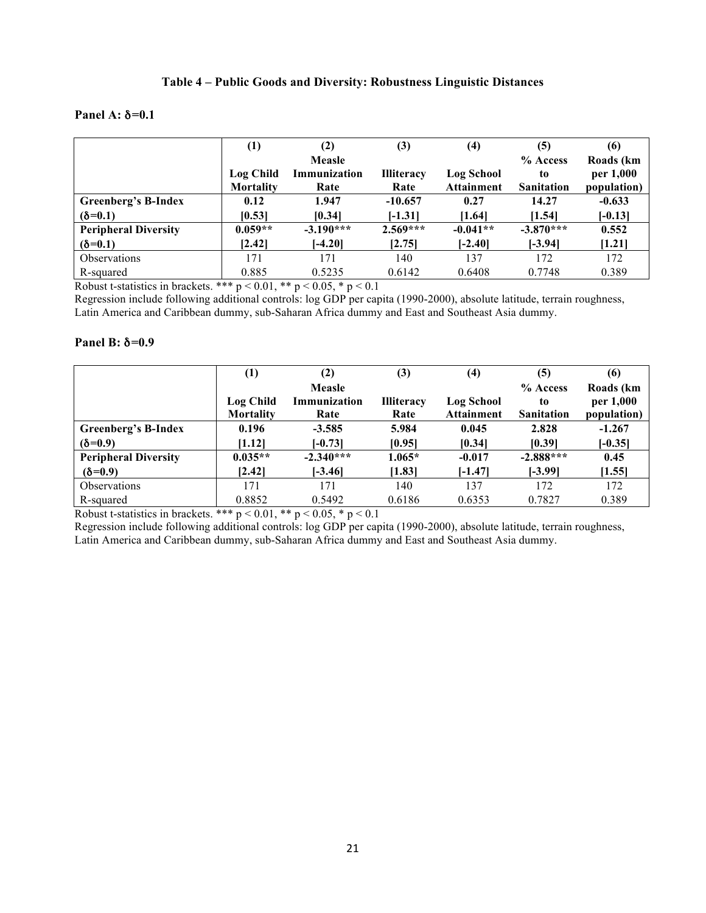**Table 4 – Public Goods and Diversity: Robustness Linguistic Distances**

**Panel A: δ=0.1**

| | (1) | (2) | (3) | (4) | (5) | (6) |
|---|---|---|---|---|---|---|
| | Log Child Mortality | Measle Immunization Rate | Illiteracy Rate | Log School Attainment | % Access to Sanitation | Roads (km per 1,000 population) |
| **Greenberg's B-Index** | **0.12** | **1.947** | **-10.657** | **0.27** | **14.27** | **-0.633** |
| **(δ=0.1)** | **[0.53]** | **[0.34]** | **[-1.31]** | **[1.64]** | **[1.54]** | **[-0.13]** |
| **Peripheral Diversity** | **0.059**** | **-3.190***** | **2.569***** | **-0.041**** | **-3.870***** | **0.552** |
| **(δ=0.1)** | **[2.42]** | **[-4.20]** | **[2.75]** | **[-2.40]** | **[-3.94]** | **[1.21]** |
| Observations | 171 | 171 | 140 | 137 | 172 | 172 |
| R-squared | 0.885 | 0.5235 | 0.6142 | 0.6408 | 0.7748 | 0.389 |

Robust t-statistics in brackets. *** $p < 0.01$, ** $p < 0.05$, * $p < 0.1$

Regression include following additional controls: log GDP per capita (1990-2000), absolute latitude, terrain roughness, Latin America and Caribbean dummy, sub-Saharan Africa dummy and East and Southeast Asia dummy.

**Panel B: δ=0.9**

| | (1) | (2) | (3) | (4) | (5) | (6) |
|---|---|---|---|---|---|---|
| | Log Child Mortality | Measle Immunization Rate | Illiteracy Rate | Log School Attainment | % Access to Sanitation | Roads (km per 1,000 population) |
| **Greenberg's B-Index** | **0.196** | **-3.585** | **5.984** | **0.045** | **2.828** | **-1.267** |
| **(δ=0.9)** | **[1.12]** | **[-0.73]** | **[0.95]** | **[0.34]** | **[0.39]** | **[-0.35]** |
| **Peripheral Diversity** | **0.035**** | **-2.340***** | **1.065*** | **-0.017** | **-2.888***** | **0.45** |
| **(δ=0.9)** | **[2.42]** | **[-3.46]** | **[1.83]** | **[-1.47]** | **[-3.99]** | **[1.55]** |
| Observations | 171 | 171 | 140 | 137 | 172 | 172 |
| R-squared | 0.8852 | 0.5492 | 0.6186 | 0.6353 | 0.7827 | 0.389 |

Robust t-statistics in brackets. *** $p < 0.01$, ** $p < 0.05$, * $p < 0.1$

Regression include following additional controls: log GDP per capita (1990-2000), absolute latitude, terrain roughness, Latin America and Caribbean dummy, sub-Saharan Africa dummy and East and Southeast Asia dummy.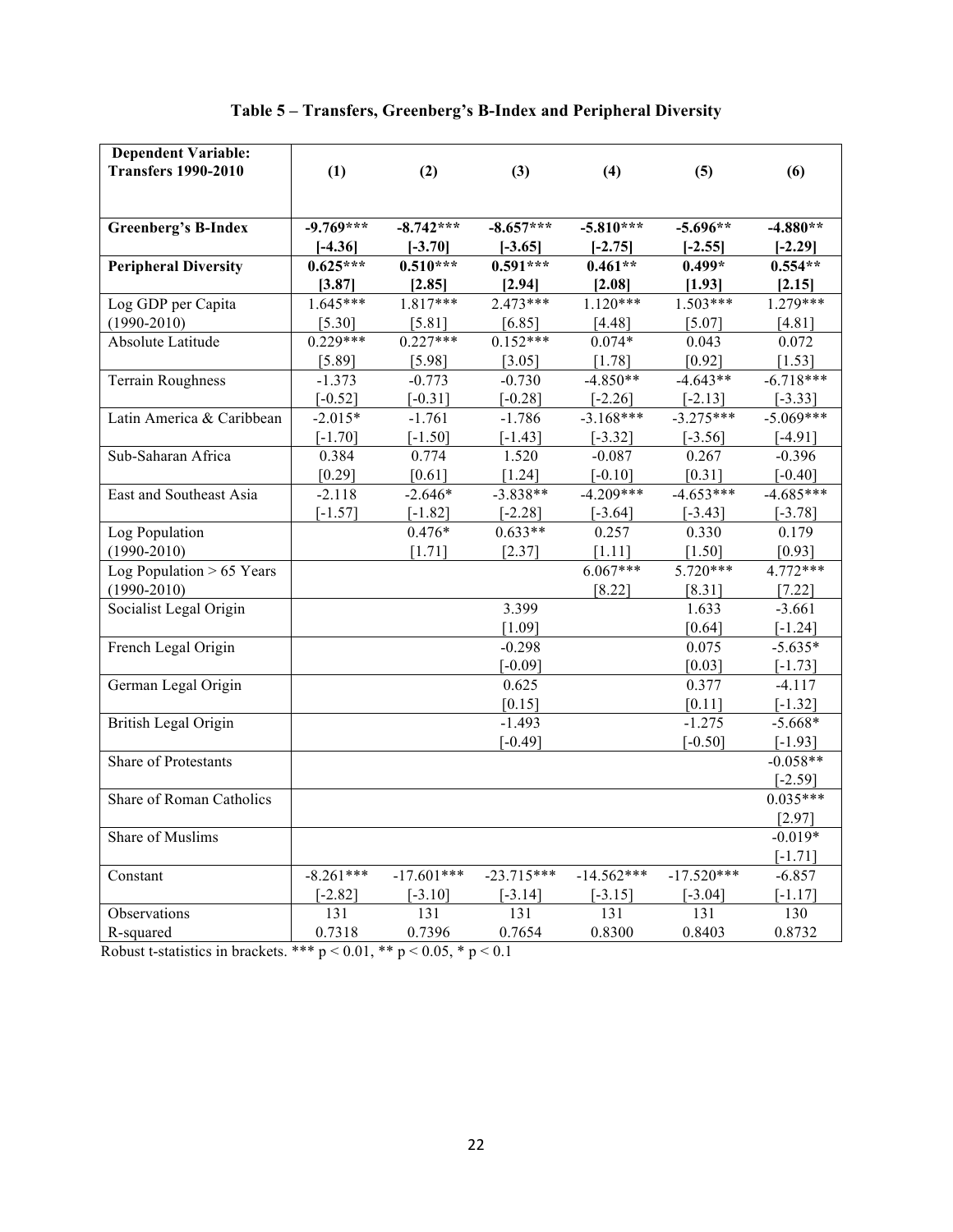**Table 5 – Transfers, Greenberg's B-Index and Peripheral Diversity**

| **Dependent Variable: Transfers 1990-2010** | **(1)** | **(2)** | **(3)** | **(4)** | **(5)** | **(6)** |
|---|---|---|---|---|---|---|
| **Greenberg's B-Index** | **-9.769***** | **-8.742***** | **-8.657***** | **-5.810***** | **-5.696**** | **-4.880**** |
| | **[-4.36]** | **[-3.70]** | **[-3.65]** | **[-2.75]** | **[-2.55]** | **[-2.29]** |
| **Peripheral Diversity** | **0.625***** | **0.510***** | **0.591***** | **0.461**** | **0.499*** | **0.554**** |
| | **[3.87]** | **[2.85]** | **[2.94]** | **[2.08]** | **[1.93]** | **[2.15]** |
| Log GDP per Capita (1990-2010) | 1.645*** | 1.817*** | 2.473*** | 1.120*** | 1.503*** | 1.279*** |
| | [5.30] | [5.81] | [6.85] | [4.48] | [5.07] | [4.81] |
| Absolute Latitude | 0.229*** | 0.227*** | 0.152*** | 0.074* | 0.043 | 0.072 |
| | [5.89] | [5.98] | [3.05] | [1.78] | [0.92] | [1.53] |
| Terrain Roughness | -1.373 | -0.773 | -0.730 | -4.850** | -4.643** | -6.718*** |
| | [-0.52] | [-0.31] | [-0.28] | [-2.26] | [-2.13] | [-3.33] |
| Latin America & Caribbean | -2.015* | -1.761 | -1.786 | -3.168*** | -3.275*** | -5.069*** |
| | [-1.70] | [-1.50] | [-1.43] | [-3.32] | [-3.56] | [-4.91] |
| Sub-Saharan Africa | 0.384 | 0.774 | 1.520 | -0.087 | 0.267 | -0.396 |
| | [0.29] | [0.61] | [1.24] | [-0.10] | [0.31] | [-0.40] |
| East and Southeast Asia | -2.118 | -2.646* | -3.838** | -4.209*** | -4.653*** | -4.685*** |
| | [-1.57] | [-1.82] | [-2.28] | [-3.64] | [-3.43] | [-3.78] |
| Log Population (1990-2010) | | 0.476* | 0.633** | 0.257 | 0.330 | 0.179 |
| | | [1.71] | [2.37] | [1.11] | [1.50] | [0.93] |
| Log Population > 65 Years (1990-2010) | | | | 6.067*** | 5.720*** | 4.772*** |
| | | | | [8.22] | [8.31] | [7.22] |
| Socialist Legal Origin | | | 3.399 | | 1.633 | -3.661 |
| | | | [1.09] | | [0.64] | [-1.24] |
| French Legal Origin | | | -0.298 | | 0.075 | -5.635* |
| | | | [-0.09] | | [0.03] | [-1.73] |
| German Legal Origin | | | 0.625 | | 0.377 | -4.117 |
| | | | [0.15] | | [0.11] | [-1.32] |
| British Legal Origin | | | -1.493 | | -1.275 | -5.668* |
| | | | [-0.49] | | [-0.50] | [-1.93] |
| Share of Protestants | | | | | | -0.058** |
| | | | | | | [-2.59] |
| Share of Roman Catholics | | | | | | 0.035*** |
| | | | | | | [2.97] |
| Share of Muslims | | | | | | -0.019* |
| | | | | | | [-1.71] |
| Constant | -8.261*** | -17.601*** | -23.715*** | -14.562*** | -17.520*** | -6.857 |
| | [-2.82] | [-3.10] | [-3.14] | [-3.15] | [-3.04] | [-1.17] |
| Observations | 131 | 131 | 131 | 131 | 131 | 130 |
| R-squared | 0.7318 | 0.7396 | 0.7654 | 0.8300 | 0.8403 | 0.8732 |

Robust t-statistics in brackets. *** $p < 0.01$, ** $p < 0.05$, * $p < 0.1$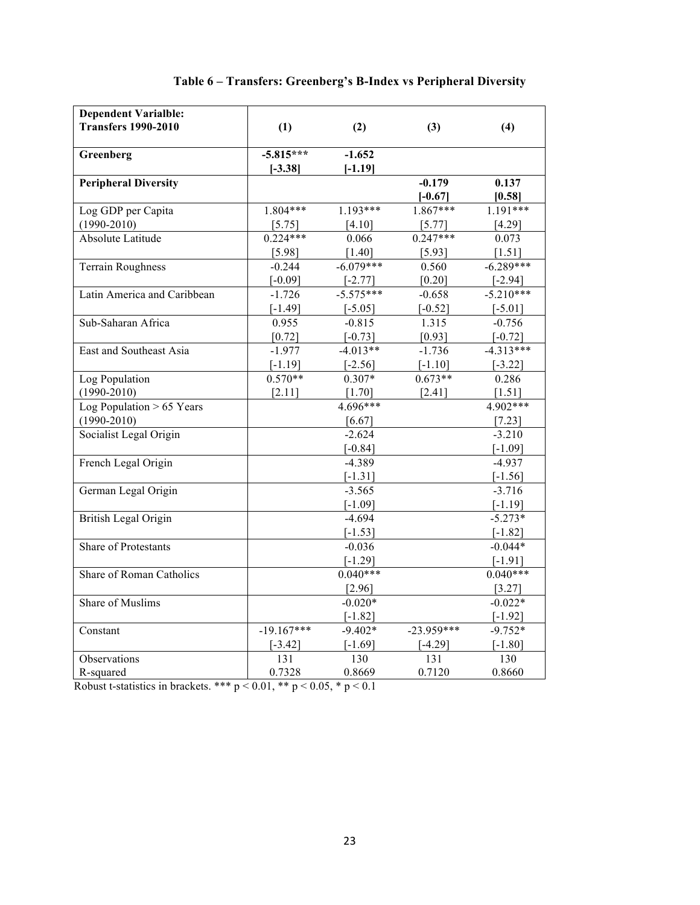**Table 6 – Transfers: Greenberg's B-Index vs Peripheral Diversity**

| Dependent Varialble: Transfers 1990-2010 | (1) | (2) | (3) | (4) |
|---|---|---|---|---|
| **Greenberg** | **-5.815*** [-3.38]** | **-1.652 [-1.19]** | | |
| **Peripheral Diversity** | | | **-0.179 [-0.67]** | **0.137 [0.58]** |
| Log GDP per Capita (1990-2010) | 1.804*** [5.75] | 1.193*** [4.10] | 1.867*** [5.77] | 1.191*** [4.29] |
| Absolute Latitude | 0.224*** [5.98] | 0.066 [1.40] | 0.247*** [5.93] | 0.073 [1.51] |
| Terrain Roughness | -0.244 [-0.09] | -6.079*** [-2.77] | 0.560 [0.20] | -6.289*** [-2.94] |
| Latin America and Caribbean | -1.726 [-1.49] | -5.575*** [-5.05] | -0.658 [-0.52] | -5.210*** [-5.01] |
| Sub-Saharan Africa | 0.955 [0.72] | -0.815 [-0.73] | 1.315 [0.93] | -0.756 [-0.72] |
| East and Southeast Asia | -1.977 [-1.19] | -4.013** [-2.56] | -1.736 [-1.10] | -4.313*** [-3.22] |
| Log Population (1990-2010) | 0.570** [2.11] | 0.307* [1.70] | 0.673** [2.41] | 0.286 [1.51] |
| Log Population > 65 Years (1990-2010) | | 4.696*** [6.67] | | 4.902*** [7.23] |
| Socialist Legal Origin | | -2.624 [-0.84] | | -3.210 [-1.09] |
| French Legal Origin | | -4.389 [-1.31] | | -4.937 [-1.56] |
| German Legal Origin | | -3.565 [-1.09] | | -3.716 [-1.19] |
| British Legal Origin | | -4.694 [-1.53] | | -5.273* [-1.82] |
| Share of Protestants | | -0.036 [-1.29] | | -0.044* [-1.91] |
| Share of Roman Catholics | | 0.040*** [2.96] | | 0.040*** [3.27] |
| Share of Muslims | | -0.020* [-1.82] | | -0.022* [-1.92] |
| Constant | -19.167*** [-3.42] | -9.402* [-1.69] | -23.959*** [-4.29] | -9.752* [-1.80] |
| Observations | 131 | 130 | 131 | 130 |
| R-squared | 0.7328 | 0.8669 | 0.7120 | 0.8660 |

Robust t-statistics in brackets. *** $p < 0.01$, ** $p < 0.05$, * $p < 0.1$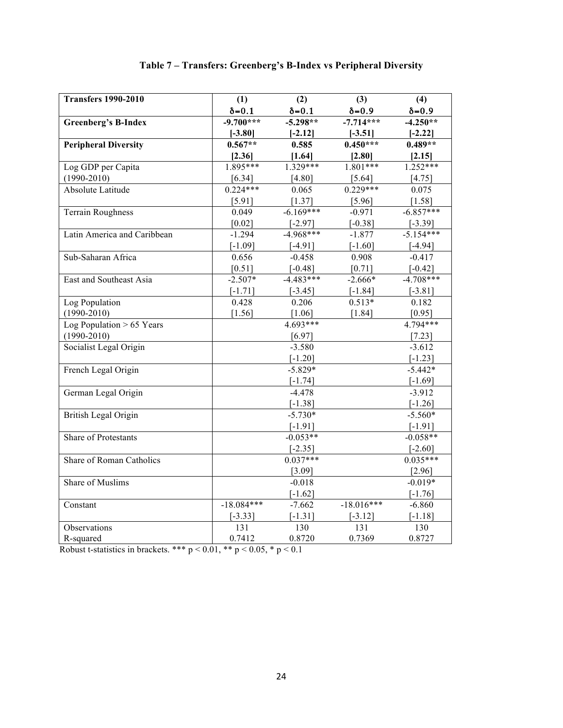**Table 7 – Transfers: Greenberg's B-Index vs Peripheral Diversity**

| **Transfers 1990-2010** | **(1)** | **(2)** | **(3)** | **(4)** |
|---|---|---|---|---|
| | $\delta=0.1$ | $\delta=0.1$ | $\delta=0.9$ | $\delta=0.9$ |
| **Greenberg's B-Index** | **-9.700\*\*\*** | **-5.298\*\*** | **-7.714\*\*\*** | **-4.250\*\*** |
| | **[-3.80]** | **[-2.12]** | **[-3.51]** | **[-2.22]** |
| **Peripheral Diversity** | **0.567\*\*** | **0.585** | **0.450\*\*\*** | **0.489\*\*** |
| | **[2.36]** | **[1.64]** | **[2.80]** | **[2.15]** |
| Log GDP per Capita (1990-2010) | 1.895*** | 1.329*** | 1.801*** | 1.252*** |
| | [6.34] | [4.80] | [5.64] | [4.75] |
| Absolute Latitude | 0.224*** | 0.065 | 0.229*** | 0.075 |
| | [5.91] | [1.37] | [5.96] | [1.58] |
| Terrain Roughness | 0.049 | -6.169*** | -0.971 | -6.857*** |
| | [0.02] | [-2.97] | [-0.38] | [-3.39] |
| Latin America and Caribbean | -1.294 | -4.968*** | -1.877 | -5.154*** |
| | [-1.09] | [-4.91] | [-1.60] | [-4.94] |
| Sub-Saharan Africa | 0.656 | -0.458 | 0.908 | -0.417 |
| | [0.51] | [-0.48] | [0.71] | [-0.42] |
| East and Southeast Asia | -2.507* | -4.483*** | -2.666* | -4.708*** |
| | [-1.71] | [-3.45] | [-1.84] | [-3.81] |
| Log Population (1990-2010) | 0.428 | 0.206 | 0.513* | 0.182 |
| | [1.56] | [1.06] | [1.84] | [0.95] |
| Log Population > 65 Years (1990-2010) | | 4.693*** | | 4.794*** |
| | | [6.97] | | [7.23] |
| Socialist Legal Origin | | -3.580 | | -3.612 |
| | | [-1.20] | | [-1.23] |
| French Legal Origin | | -5.829* | | -5.442* |
| | | [-1.74] | | [-1.69] |
| German Legal Origin | | -4.478 | | -3.912 |
| | | [-1.38] | | [-1.26] |
| British Legal Origin | | -5.730* | | -5.560* |
| | | [-1.91] | | [-1.91] |
| Share of Protestants | | -0.053** | | -0.058** |
| | | [-2.35] | | [-2.60] |
| Share of Roman Catholics | | 0.037*** | | 0.035*** |
| | | [3.09] | | [2.96] |
| Share of Muslims | | -0.018 | | -0.019* |
| | | [-1.62] | | [-1.76] |
| Constant | -18.084*** | -7.662 | -18.016*** | -6.860 |
| | [-3.33] | [-1.31] | [-3.12] | [-1.18] |
| Observations | 131 | 130 | 131 | 130 |
| R-squared | 0.7412 | 0.8720 | 0.7369 | 0.8727 |

Robust t-statistics in brackets. *** $p < 0.01$, ** $p < 0.05$, * $p < 0.1$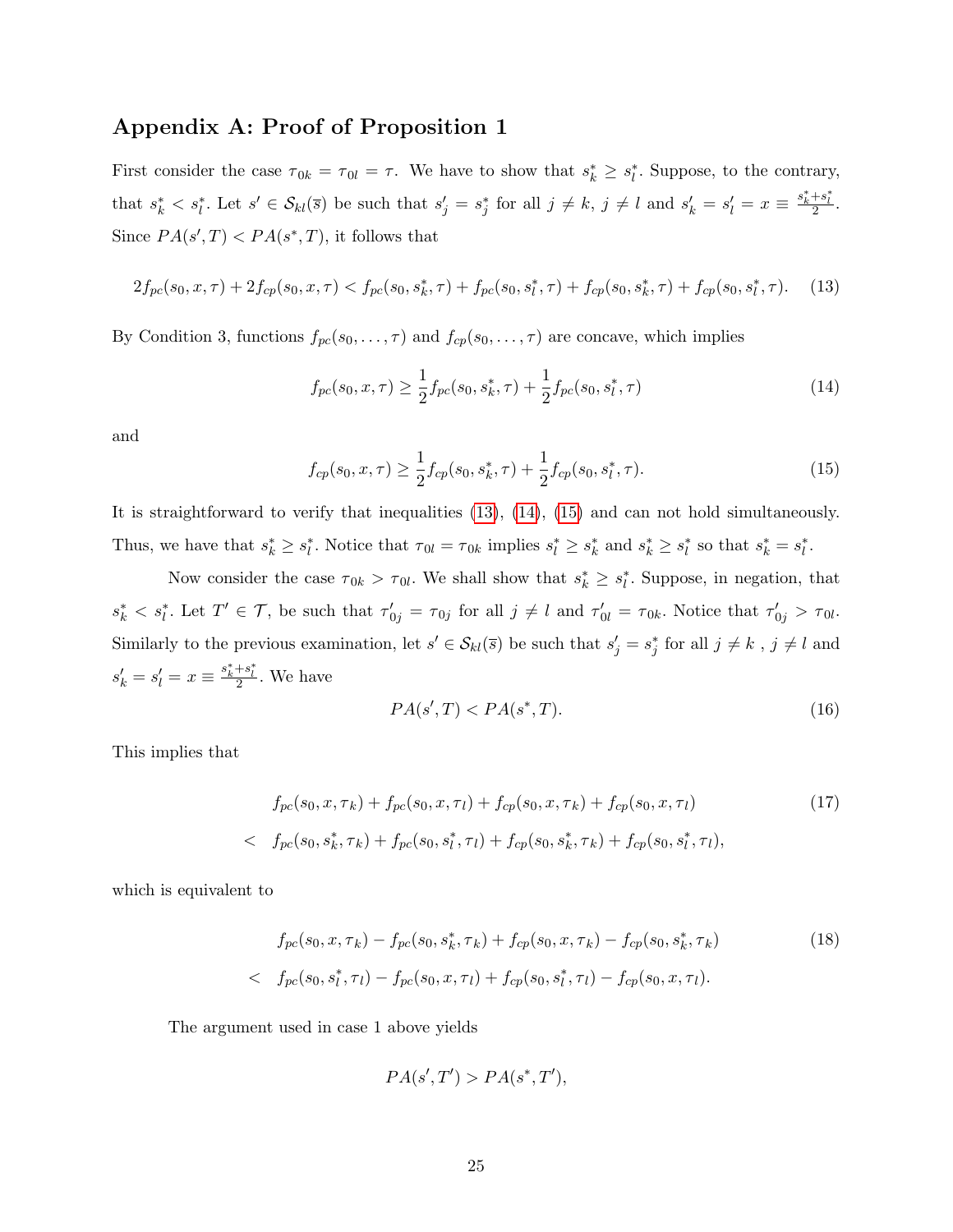## Appendix A: Proof of Proposition 1

First consider the case $\tau_{0k} = \tau_{0l} = \tau$. We have to show that $s_k^* \geq s_l^*$. Suppose, to the contrary, that $s_k^* < s_l^*$. Let $s' \in \mathcal{S}_{kl}(\overline{s})$ be such that $s'_j = s_j^*$ for all $j \neq k$, $j \neq l$ and $s'_k = s'_l = x \equiv \frac{s_k^* + s_l^*}{2}$. Since $PA(s', T) < PA(s^*, T)$, it follows that

$$2f_{pc}(s_0, x, \tau) + 2f_{cp}(s_0, x, \tau) < f_{pc}(s_0, s_k^*, \tau) + f_{pc}(s_0, s_l^*, \tau) + f_{cp}(s_0, s_k^*, \tau) + f_{cp}(s_0, s_l^*, \tau). \tag{13}$$

By Condition 3, functions $f_{pc}(s_0, \ldots, \tau)$ and $f_{cp}(s_0, \ldots, \tau)$ are concave, which implies

$$f_{pc}(s_0, x, \tau) \geq \frac{1}{2} f_{pc}(s_0, s_k^*, \tau) + \frac{1}{2} f_{pc}(s_0, s_l^*, \tau) \tag{14}$$

and

$$f_{cp}(s_0, x, \tau) \geq \frac{1}{2} f_{cp}(s_0, s_k^*, \tau) + \frac{1}{2} f_{cp}(s_0, s_l^*, \tau). \tag{15}$$

It is straightforward to verify that inequalities (13), (14), (15) and can not hold simultaneously. Thus, we have that $s_k^* \geq s_l^*$. Notice that $\tau_{0l} = \tau_{0k}$ implies $s_l^* \geq s_k^*$ and $s_k^* \geq s_l^*$ so that $s_k^* = s_l^*$.

Now consider the case $\tau_{0k} > \tau_{0l}$. We shall show that $s_k^* \geq s_l^*$. Suppose, in negation, that $s_k^* < s_l^*$. Let $T' \in \mathcal{T}$, be such that $\tau'_{0j} = \tau_{0j}$ for all $j \neq l$ and $\tau'_{0l} = \tau_{0k}$. Notice that $\tau'_{0j} > \tau_{0l}$. Similarly to the previous examination, let $s' \in \mathcal{S}_{kl}(\overline{s})$ be such that $s'_j = s_j^*$ for all $j \neq k$ , $j \neq l$ and $s'_k = s'_l = x \equiv \frac{s_k^* + s_l^*}{2}$. We have

$$PA(s', T) < PA(s^*, T). \tag{16}$$

This implies that

$$\begin{aligned} & f_{pc}(s_0, x, \tau_k) + f_{pc}(s_0, x, \tau_l) + f_{cp}(s_0, x, \tau_k) + f_{cp}(s_0, x, \tau_l) \\ < \quad & f_{pc}(s_0, s_k^*, \tau_k) + f_{pc}(s_0, s_l^*, \tau_l) + f_{cp}(s_0, s_k^*, \tau_k) + f_{cp}(s_0, s_l^*, \tau_l), \end{aligned} \tag{17}$$

which is equivalent to

$$\begin{aligned} & f_{pc}(s_0, x, \tau_k) - f_{pc}(s_0, s_k^*, \tau_k) + f_{cp}(s_0, x, \tau_k) - f_{cp}(s_0, s_k^*, \tau_k) \\ < \quad & f_{pc}(s_0, s_l^*, \tau_l) - f_{pc}(s_0, x, \tau_l) + f_{cp}(s_0, s_l^*, \tau_l) - f_{cp}(s_0, x, \tau_l). \end{aligned} \tag{18}$$

The argument used in case 1 above yields

$$PA(s', T') > PA(s^*, T'),$$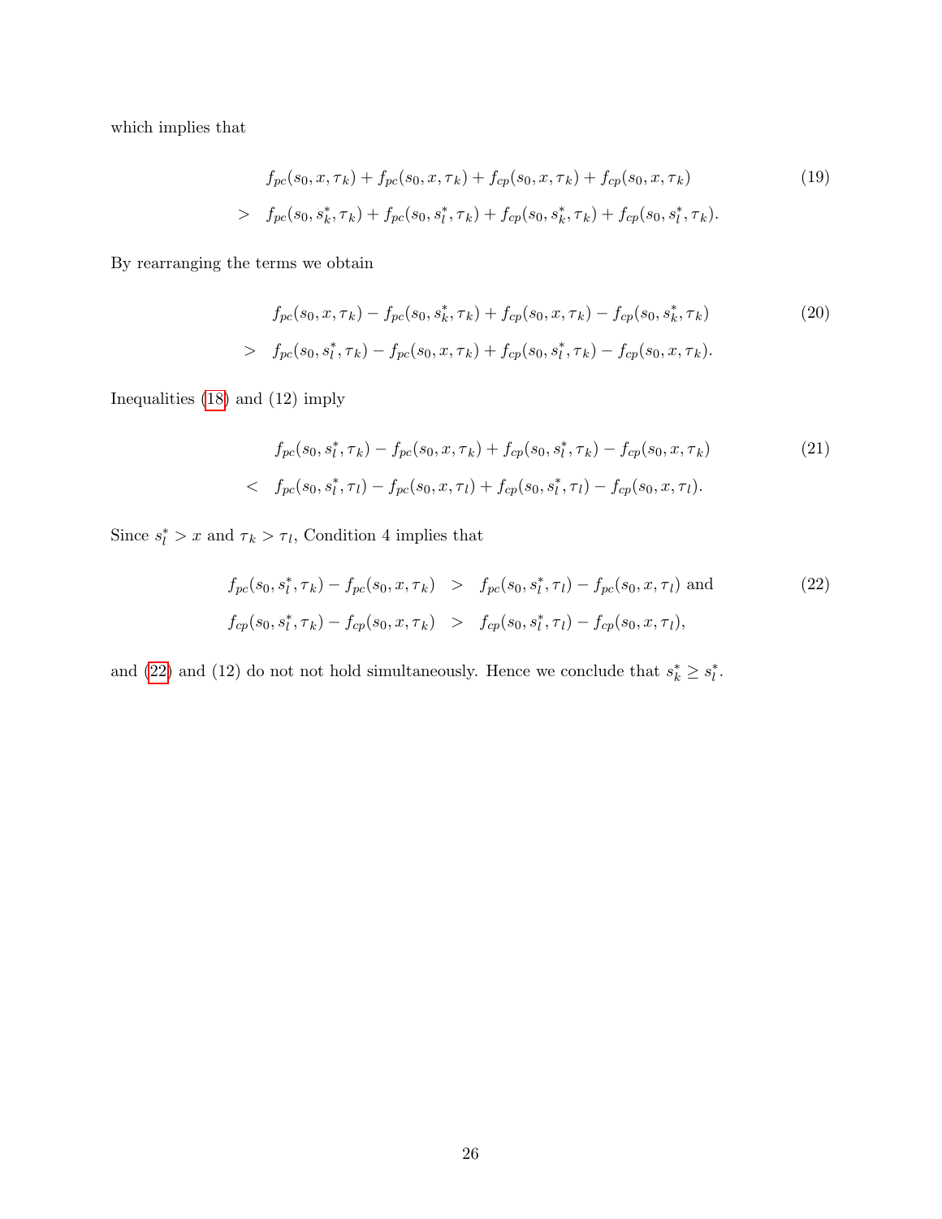which implies that

$$
\begin{aligned}
& f_{pc}(s_0, x, \tau_k) + f_{pc}(s_0, x, \tau_k) + f_{cp}(s_0, x, \tau_k) + f_{cp}(s_0, x, \tau_k) \\
> \;& f_{pc}(s_0, s_k^*, \tau_k) + f_{pc}(s_0, s_l^*, \tau_k) + f_{cp}(s_0, s_k^*, \tau_k) + f_{cp}(s_0, s_l^*, \tau_k).
\end{aligned} \tag{19}
$$

By rearranging the terms we obtain

$$
\begin{aligned}
& f_{pc}(s_0, x, \tau_k) - f_{pc}(s_0, s_k^*, \tau_k) + f_{cp}(s_0, x, \tau_k) - f_{cp}(s_0, s_k^*, \tau_k) \\
> \;& f_{pc}(s_0, s_l^*, \tau_k) - f_{pc}(s_0, x, \tau_k) + f_{cp}(s_0, s_l^*, \tau_k) - f_{cp}(s_0, x, \tau_k).
\end{aligned} \tag{20}
$$

Inequalities (18) and (12) imply

$$
\begin{aligned}
& f_{pc}(s_0, s_l^*, \tau_k) - f_{pc}(s_0, x, \tau_k) + f_{cp}(s_0, s_l^*, \tau_k) - f_{cp}(s_0, x, \tau_k) \\
< \;& f_{pc}(s_0, s_l^*, \tau_l) - f_{pc}(s_0, x, \tau_l) + f_{cp}(s_0, s_l^*, \tau_l) - f_{cp}(s_0, x, \tau_l).
\end{aligned} \tag{21}
$$

Since $s_l^* > x$ and $\tau_k > \tau_l$, Condition 4 implies that

$$
\begin{aligned}
f_{pc}(s_0, s_l^*, \tau_k) - f_{pc}(s_0, x, \tau_k) &> f_{pc}(s_0, s_l^*, \tau_l) - f_{pc}(s_0, x, \tau_l) \text{ and} \\
f_{cp}(s_0, s_l^*, \tau_k) - f_{cp}(s_0, x, \tau_k) &> f_{cp}(s_0, s_l^*, \tau_l) - f_{cp}(s_0, x, \tau_l),
\end{aligned} \tag{22}
$$

and (22) and (12) do not not hold simultaneously. Hence we conclude that $s_k^* \geq s_l^*$.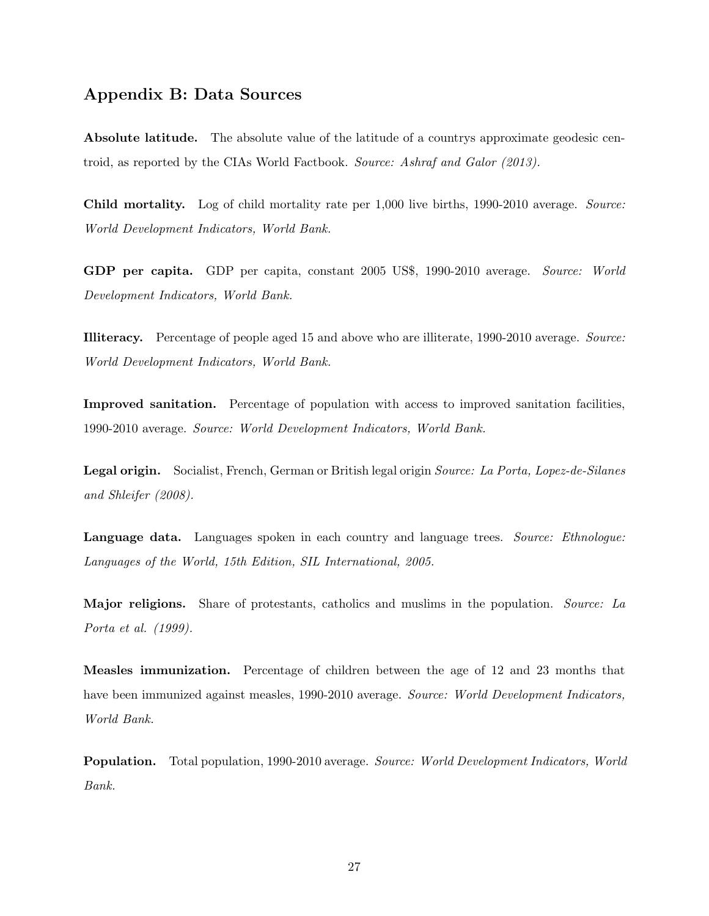## Appendix B: Data Sources

**Absolute latitude.** The absolute value of the latitude of a countrys approximate geodesic centroid, as reported by the CIAs World Factbook. *Source: Ashraf and Galor (2013).*

**Child mortality.** Log of child mortality rate per 1,000 live births, 1990-2010 average. *Source: World Development Indicators, World Bank.*

**GDP per capita.** GDP per capita, constant 2005 US$, 1990-2010 average. *Source: World Development Indicators, World Bank.*

**Illiteracy.** Percentage of people aged 15 and above who are illiterate, 1990-2010 average. *Source: World Development Indicators, World Bank.*

**Improved sanitation.** Percentage of population with access to improved sanitation facilities, 1990-2010 average. *Source: World Development Indicators, World Bank.*

**Legal origin.** Socialist, French, German or British legal origin *Source: La Porta, Lopez-de-Silanes and Shleifer (2008).*

**Language data.** Languages spoken in each country and language trees. *Source: Ethnologue: Languages of the World, 15th Edition, SIL International, 2005.*

**Major religions.** Share of protestants, catholics and muslims in the population. *Source: La Porta et al. (1999).*

**Measles immunization.** Percentage of children between the age of 12 and 23 months that have been immunized against measles, 1990-2010 average. *Source: World Development Indicators, World Bank.*

**Population.** Total population, 1990-2010 average. *Source: World Development Indicators, World Bank.*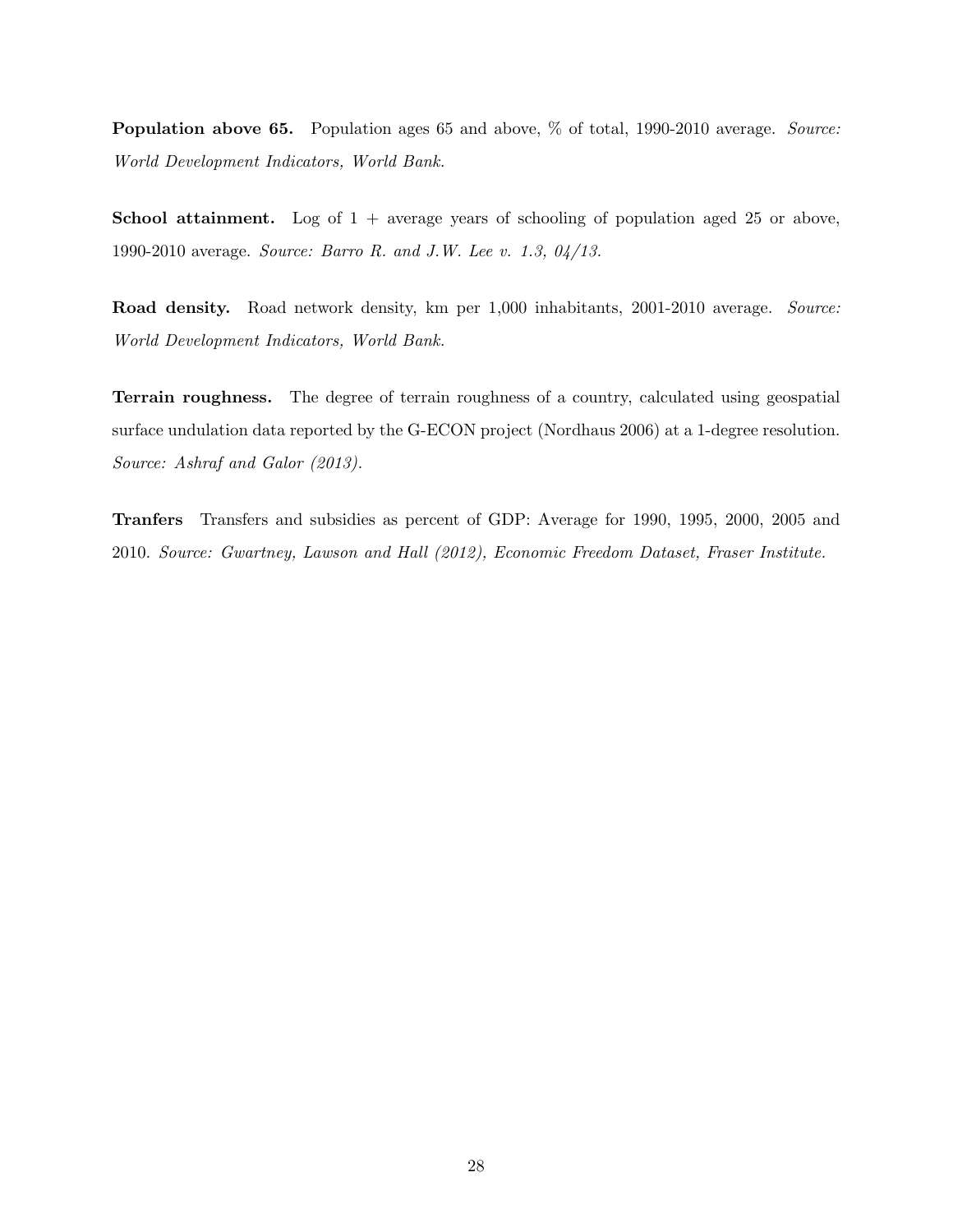**Population above 65.** Population ages 65 and above, % of total, 1990-2010 average. *Source: World Development Indicators, World Bank.*

**School attainment.** Log of 1 + average years of schooling of population aged 25 or above, 1990-2010 average. *Source: Barro R. and J.W. Lee v. 1.3, 04/13.*

**Road density.** Road network density, km per 1,000 inhabitants, 2001-2010 average. *Source: World Development Indicators, World Bank.*

**Terrain roughness.** The degree of terrain roughness of a country, calculated using geospatial surface undulation data reported by the G-ECON project (Nordhaus 2006) at a 1-degree resolution. *Source: Ashraf and Galor (2013).*

**Tranfers** Transfers and subsidies as percent of GDP: Average for 1990, 1995, 2000, 2005 and 2010. *Source: Gwartney, Lawson and Hall (2012), Economic Freedom Dataset, Fraser Institute.*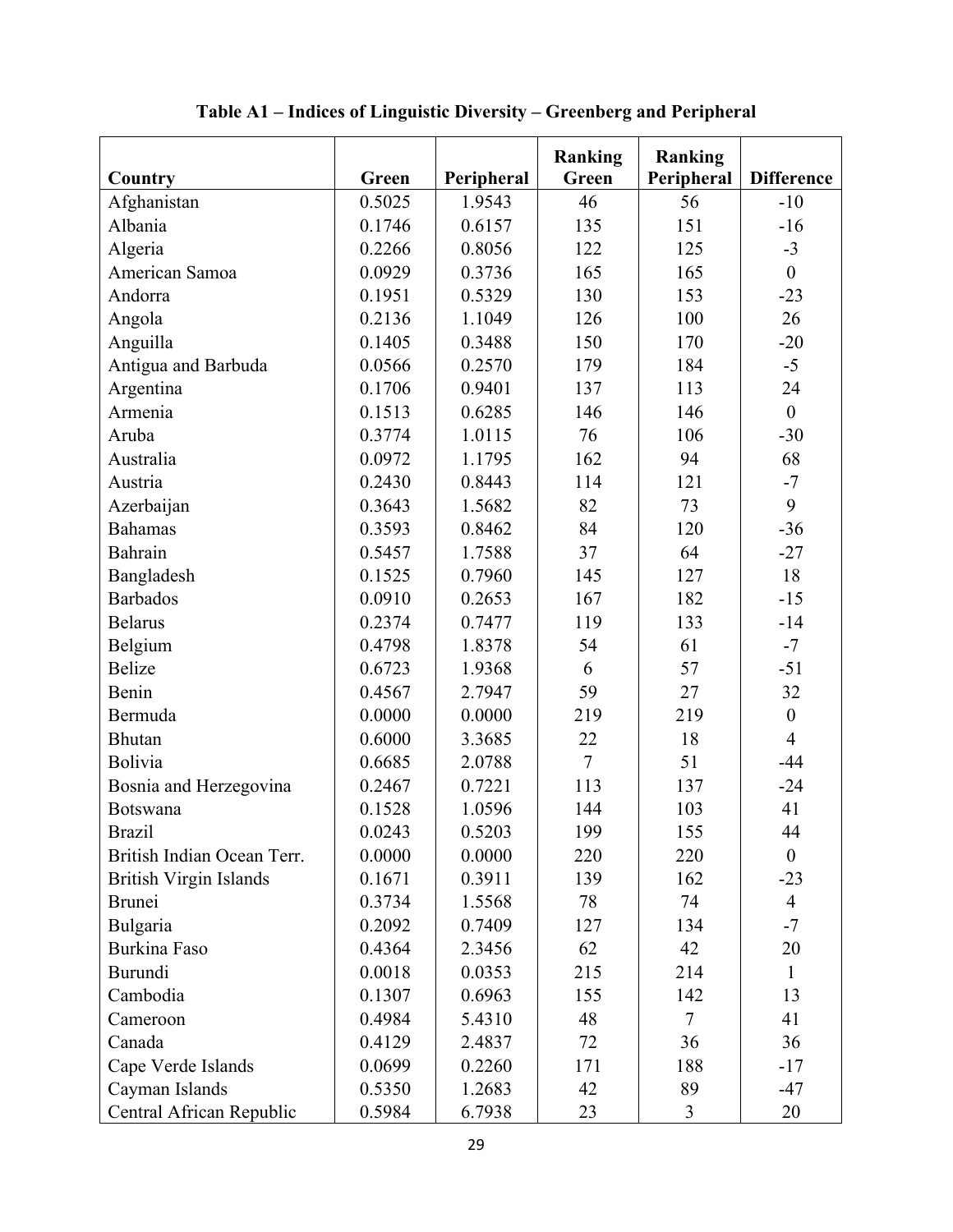**Table A1 – Indices of Linguistic Diversity – Greenberg and Peripheral**

| Country | Green | Peripheral | Ranking Green | Ranking Peripheral | Difference |
|---|---|---|---|---|---|
| Afghanistan | 0.5025 | 1.9543 | 46 | 56 | -10 |
| Albania | 0.1746 | 0.6157 | 135 | 151 | -16 |
| Algeria | 0.2266 | 0.8056 | 122 | 125 | -3 |
| American Samoa | 0.0929 | 0.3736 | 165 | 165 | 0 |
| Andorra | 0.1951 | 0.5329 | 130 | 153 | -23 |
| Angola | 0.2136 | 1.1049 | 126 | 100 | 26 |
| Anguilla | 0.1405 | 0.3488 | 150 | 170 | -20 |
| Antigua and Barbuda | 0.0566 | 0.2570 | 179 | 184 | -5 |
| Argentina | 0.1706 | 0.9401 | 137 | 113 | 24 |
| Armenia | 0.1513 | 0.6285 | 146 | 146 | 0 |
| Aruba | 0.3774 | 1.0115 | 76 | 106 | -30 |
| Australia | 0.0972 | 1.1795 | 162 | 94 | 68 |
| Austria | 0.2430 | 0.8443 | 114 | 121 | -7 |
| Azerbaijan | 0.3643 | 1.5682 | 82 | 73 | 9 |
| Bahamas | 0.3593 | 0.8462 | 84 | 120 | -36 |
| Bahrain | 0.5457 | 1.7588 | 37 | 64 | -27 |
| Bangladesh | 0.1525 | 0.7960 | 145 | 127 | 18 |
| Barbados | 0.0910 | 0.2653 | 167 | 182 | -15 |
| Belarus | 0.2374 | 0.7477 | 119 | 133 | -14 |
| Belgium | 0.4798 | 1.8378 | 54 | 61 | -7 |
| Belize | 0.6723 | 1.9368 | 6 | 57 | -51 |
| Benin | 0.4567 | 2.7947 | 59 | 27 | 32 |
| Bermuda | 0.0000 | 0.0000 | 219 | 219 | 0 |
| Bhutan | 0.6000 | 3.3685 | 22 | 18 | 4 |
| Bolivia | 0.6685 | 2.0788 | 7 | 51 | -44 |
| Bosnia and Herzegovina | 0.2467 | 0.7221 | 113 | 137 | -24 |
| Botswana | 0.1528 | 1.0596 | 144 | 103 | 41 |
| Brazil | 0.0243 | 0.5203 | 199 | 155 | 44 |
| British Indian Ocean Terr. | 0.0000 | 0.0000 | 220 | 220 | 0 |
| British Virgin Islands | 0.1671 | 0.3911 | 139 | 162 | -23 |
| Brunei | 0.3734 | 1.5568 | 78 | 74 | 4 |
| Bulgaria | 0.2092 | 0.7409 | 127 | 134 | -7 |
| Burkina Faso | 0.4364 | 2.3456 | 62 | 42 | 20 |
| Burundi | 0.0018 | 0.0353 | 215 | 214 | 1 |
| Cambodia | 0.1307 | 0.6963 | 155 | 142 | 13 |
| Cameroon | 0.4984 | 5.4310 | 48 | 7 | 41 |
| Canada | 0.4129 | 2.4837 | 72 | 36 | 36 |
| Cape Verde Islands | 0.0699 | 0.2260 | 171 | 188 | -17 |
| Cayman Islands | 0.5350 | 1.2683 | 42 | 89 | -47 |
| Central African Republic | 0.5984 | 6.7938 | 23 | 3 | 20 |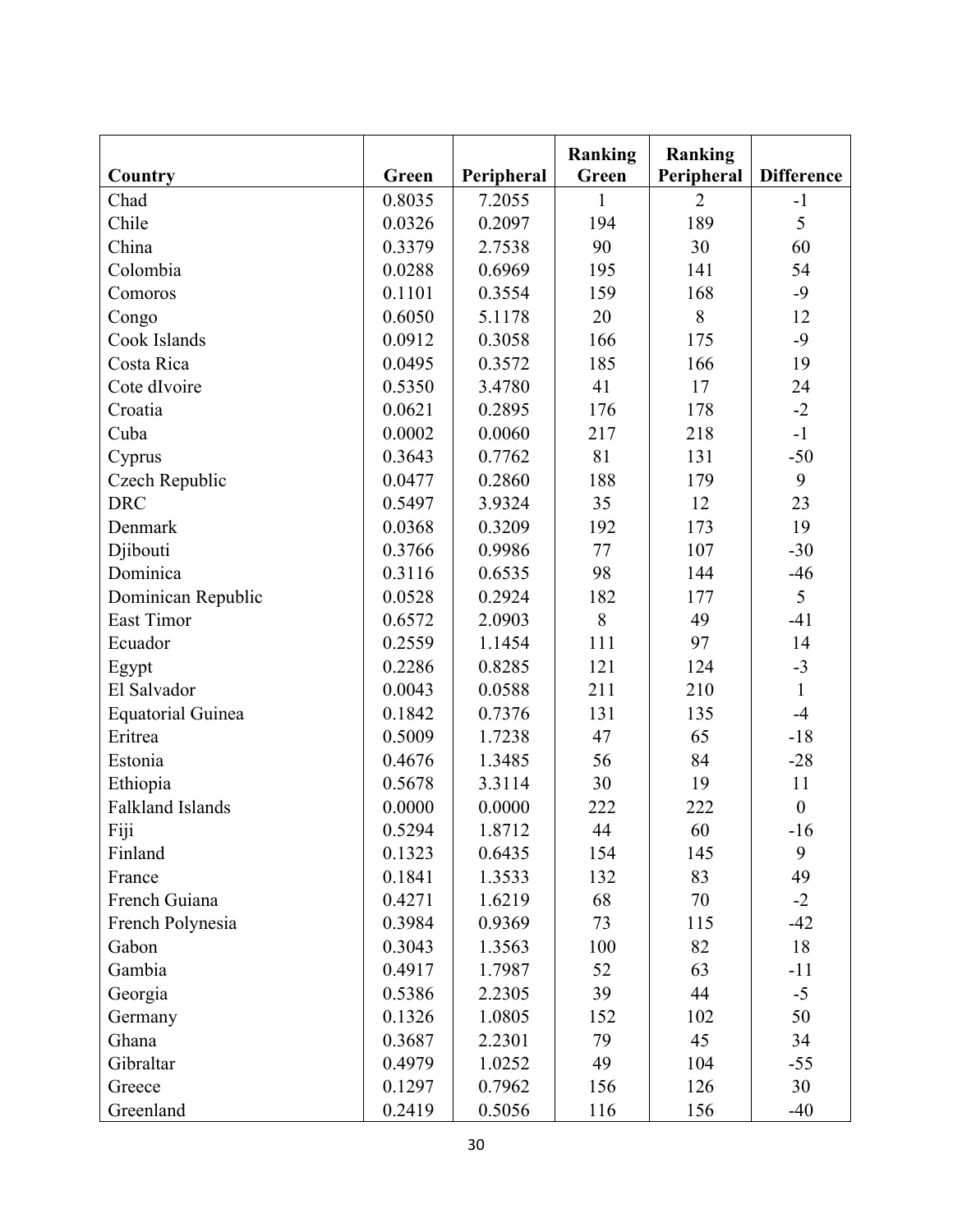| Country | Green | Peripheral | Ranking Green | Ranking Peripheral | Difference |
|---|---|---|---|---|---|
| Chad | 0.8035 | 7.2055 | 1 | 2 | -1 |
| Chile | 0.0326 | 0.2097 | 194 | 189 | 5 |
| China | 0.3379 | 2.7538 | 90 | 30 | 60 |
| Colombia | 0.0288 | 0.6969 | 195 | 141 | 54 |
| Comoros | 0.1101 | 0.3554 | 159 | 168 | -9 |
| Congo | 0.6050 | 5.1178 | 20 | 8 | 12 |
| Cook Islands | 0.0912 | 0.3058 | 166 | 175 | -9 |
| Costa Rica | 0.0495 | 0.3572 | 185 | 166 | 19 |
| Cote dIvoire | 0.5350 | 3.4780 | 41 | 17 | 24 |
| Croatia | 0.0621 | 0.2895 | 176 | 178 | -2 |
| Cuba | 0.0002 | 0.0060 | 217 | 218 | -1 |
| Cyprus | 0.3643 | 0.7762 | 81 | 131 | -50 |
| Czech Republic | 0.0477 | 0.2860 | 188 | 179 | 9 |
| DRC | 0.5497 | 3.9324 | 35 | 12 | 23 |
| Denmark | 0.0368 | 0.3209 | 192 | 173 | 19 |
| Djibouti | 0.3766 | 0.9986 | 77 | 107 | -30 |
| Dominica | 0.3116 | 0.6535 | 98 | 144 | -46 |
| Dominican Republic | 0.0528 | 0.2924 | 182 | 177 | 5 |
| East Timor | 0.6572 | 2.0903 | 8 | 49 | -41 |
| Ecuador | 0.2559 | 1.1454 | 111 | 97 | 14 |
| Egypt | 0.2286 | 0.8285 | 121 | 124 | -3 |
| El Salvador | 0.0043 | 0.0588 | 211 | 210 | 1 |
| Equatorial Guinea | 0.1842 | 0.7376 | 131 | 135 | -4 |
| Eritrea | 0.5009 | 1.7238 | 47 | 65 | -18 |
| Estonia | 0.4676 | 1.3485 | 56 | 84 | -28 |
| Ethiopia | 0.5678 | 3.3114 | 30 | 19 | 11 |
| Falkland Islands | 0.0000 | 0.0000 | 222 | 222 | 0 |
| Fiji | 0.5294 | 1.8712 | 44 | 60 | -16 |
| Finland | 0.1323 | 0.6435 | 154 | 145 | 9 |
| France | 0.1841 | 1.3533 | 132 | 83 | 49 |
| French Guiana | 0.4271 | 1.6219 | 68 | 70 | -2 |
| French Polynesia | 0.3984 | 0.9369 | 73 | 115 | -42 |
| Gabon | 0.3043 | 1.3563 | 100 | 82 | 18 |
| Gambia | 0.4917 | 1.7987 | 52 | 63 | -11 |
| Georgia | 0.5386 | 2.2305 | 39 | 44 | -5 |
| Germany | 0.1326 | 1.0805 | 152 | 102 | 50 |
| Ghana | 0.3687 | 2.2301 | 79 | 45 | 34 |
| Gibraltar | 0.4979 | 1.0252 | 49 | 104 | -55 |
| Greece | 0.1297 | 0.7962 | 156 | 126 | 30 |
| Greenland | 0.2419 | 0.5056 | 116 | 156 | -40 |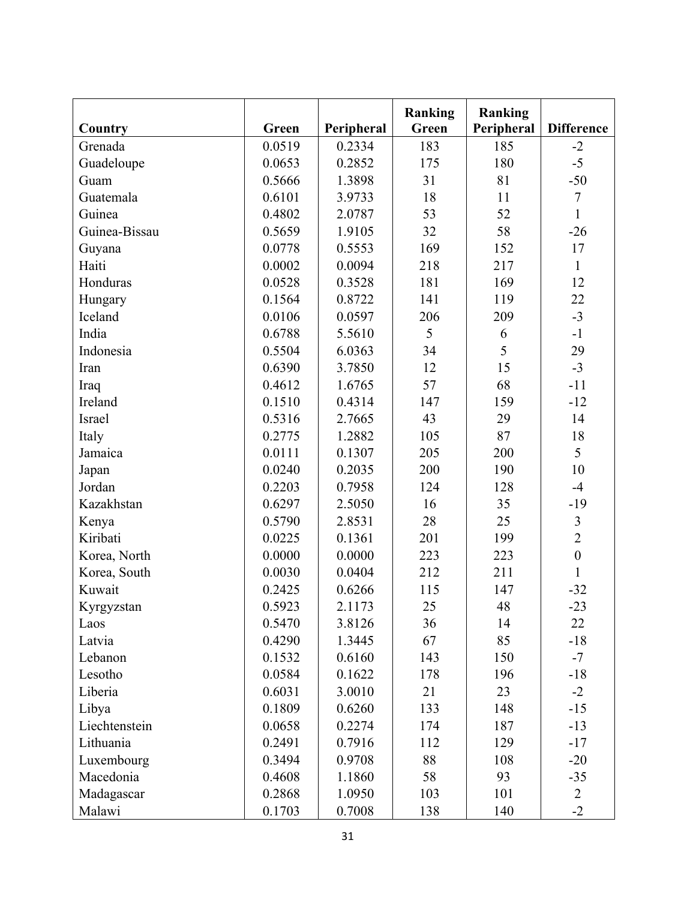| Country | Green | Peripheral | Ranking Green | Ranking Peripheral | Difference |
|---|---|---|---|---|---|
| Grenada | 0.0519 | 0.2334 | 183 | 185 | -2 |
| Guadeloupe | 0.0653 | 0.2852 | 175 | 180 | -5 |
| Guam | 0.5666 | 1.3898 | 31 | 81 | -50 |
| Guatemala | 0.6101 | 3.9733 | 18 | 11 | 7 |
| Guinea | 0.4802 | 2.0787 | 53 | 52 | 1 |
| Guinea-Bissau | 0.5659 | 1.9105 | 32 | 58 | -26 |
| Guyana | 0.0778 | 0.5553 | 169 | 152 | 17 |
| Haiti | 0.0002 | 0.0094 | 218 | 217 | 1 |
| Honduras | 0.0528 | 0.3528 | 181 | 169 | 12 |
| Hungary | 0.1564 | 0.8722 | 141 | 119 | 22 |
| Iceland | 0.0106 | 0.0597 | 206 | 209 | -3 |
| India | 0.6788 | 5.5610 | 5 | 6 | -1 |
| Indonesia | 0.5504 | 6.0363 | 34 | 5 | 29 |
| Iran | 0.6390 | 3.7850 | 12 | 15 | -3 |
| Iraq | 0.4612 | 1.6765 | 57 | 68 | -11 |
| Ireland | 0.1510 | 0.4314 | 147 | 159 | -12 |
| Israel | 0.5316 | 2.7665 | 43 | 29 | 14 |
| Italy | 0.2775 | 1.2882 | 105 | 87 | 18 |
| Jamaica | 0.0111 | 0.1307 | 205 | 200 | 5 |
| Japan | 0.0240 | 0.2035 | 200 | 190 | 10 |
| Jordan | 0.2203 | 0.7958 | 124 | 128 | -4 |
| Kazakhstan | 0.6297 | 2.5050 | 16 | 35 | -19 |
| Kenya | 0.5790 | 2.8531 | 28 | 25 | 3 |
| Kiribati | 0.0225 | 0.1361 | 201 | 199 | 2 |
| Korea, North | 0.0000 | 0.0000 | 223 | 223 | 0 |
| Korea, South | 0.0030 | 0.0404 | 212 | 211 | 1 |
| Kuwait | 0.2425 | 0.6266 | 115 | 147 | -32 |
| Kyrgyzstan | 0.5923 | 2.1173 | 25 | 48 | -23 |
| Laos | 0.5470 | 3.8126 | 36 | 14 | 22 |
| Latvia | 0.4290 | 1.3445 | 67 | 85 | -18 |
| Lebanon | 0.1532 | 0.6160 | 143 | 150 | -7 |
| Lesotho | 0.0584 | 0.1622 | 178 | 196 | -18 |
| Liberia | 0.6031 | 3.0010 | 21 | 23 | -2 |
| Libya | 0.1809 | 0.6260 | 133 | 148 | -15 |
| Liechtenstein | 0.0658 | 0.2274 | 174 | 187 | -13 |
| Lithuania | 0.2491 | 0.7916 | 112 | 129 | -17 |
| Luxembourg | 0.3494 | 0.9708 | 88 | 108 | -20 |
| Macedonia | 0.4608 | 1.1860 | 58 | 93 | -35 |
| Madagascar | 0.2868 | 1.0950 | 103 | 101 | 2 |
| Malawi | 0.1703 | 0.7008 | 138 | 140 | -2 |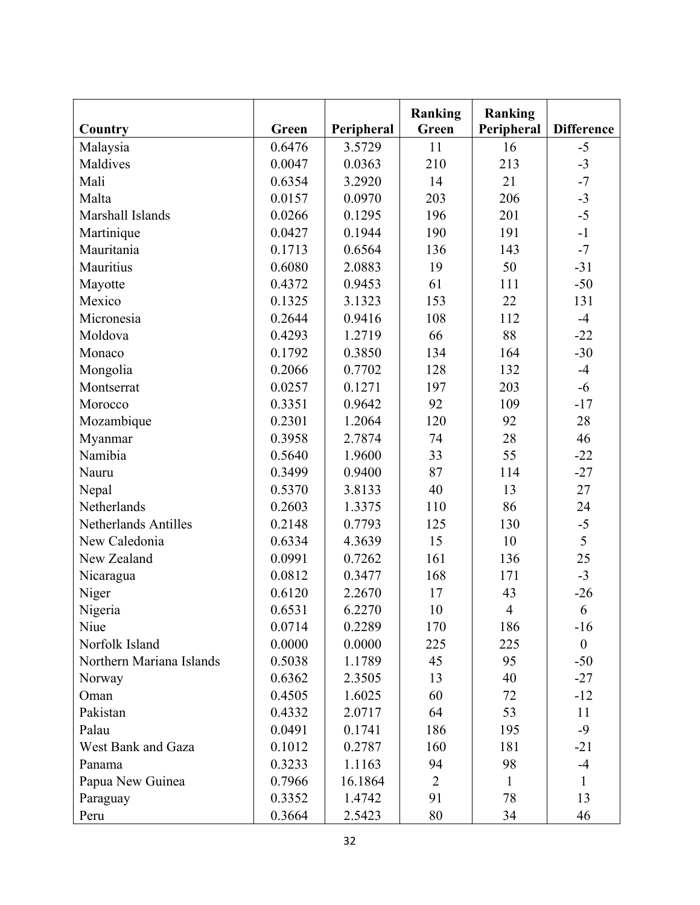| Country | Green | Peripheral | Ranking Green | Ranking Peripheral | Difference |
|---|---|---|---|---|---|
| Malaysia | 0.6476 | 3.5729 | 11 | 16 | -5 |
| Maldives | 0.0047 | 0.0363 | 210 | 213 | -3 |
| Mali | 0.6354 | 3.2920 | 14 | 21 | -7 |
| Malta | 0.0157 | 0.0970 | 203 | 206 | -3 |
| Marshall Islands | 0.0266 | 0.1295 | 196 | 201 | -5 |
| Martinique | 0.0427 | 0.1944 | 190 | 191 | -1 |
| Mauritania | 0.1713 | 0.6564 | 136 | 143 | -7 |
| Mauritius | 0.6080 | 2.0883 | 19 | 50 | -31 |
| Mayotte | 0.4372 | 0.9453 | 61 | 111 | -50 |
| Mexico | 0.1325 | 3.1323 | 153 | 22 | 131 |
| Micronesia | 0.2644 | 0.9416 | 108 | 112 | -4 |
| Moldova | 0.4293 | 1.2719 | 66 | 88 | -22 |
| Monaco | 0.1792 | 0.3850 | 134 | 164 | -30 |
| Mongolia | 0.2066 | 0.7702 | 128 | 132 | -4 |
| Montserrat | 0.0257 | 0.1271 | 197 | 203 | -6 |
| Morocco | 0.3351 | 0.9642 | 92 | 109 | -17 |
| Mozambique | 0.2301 | 1.2064 | 120 | 92 | 28 |
| Myanmar | 0.3958 | 2.7874 | 74 | 28 | 46 |
| Namibia | 0.5640 | 1.9600 | 33 | 55 | -22 |
| Nauru | 0.3499 | 0.9400 | 87 | 114 | -27 |
| Nepal | 0.5370 | 3.8133 | 40 | 13 | 27 |
| Netherlands | 0.2603 | 1.3375 | 110 | 86 | 24 |
| Netherlands Antilles | 0.2148 | 0.7793 | 125 | 130 | -5 |
| New Caledonia | 0.6334 | 4.3639 | 15 | 10 | 5 |
| New Zealand | 0.0991 | 0.7262 | 161 | 136 | 25 |
| Nicaragua | 0.0812 | 0.3477 | 168 | 171 | -3 |
| Niger | 0.6120 | 2.2670 | 17 | 43 | -26 |
| Nigeria | 0.6531 | 6.2270 | 10 | 4 | 6 |
| Niue | 0.0714 | 0.2289 | 170 | 186 | -16 |
| Norfolk Island | 0.0000 | 0.0000 | 225 | 225 | 0 |
| Northern Mariana Islands | 0.5038 | 1.1789 | 45 | 95 | -50 |
| Norway | 0.6362 | 2.3505 | 13 | 40 | -27 |
| Oman | 0.4505 | 1.6025 | 60 | 72 | -12 |
| Pakistan | 0.4332 | 2.0717 | 64 | 53 | 11 |
| Palau | 0.0491 | 0.1741 | 186 | 195 | -9 |
| West Bank and Gaza | 0.1012 | 0.2787 | 160 | 181 | -21 |
| Panama | 0.3233 | 1.1163 | 94 | 98 | -4 |
| Papua New Guinea | 0.7966 | 16.1864 | 2 | 1 | 1 |
| Paraguay | 0.3352 | 1.4742 | 91 | 78 | 13 |
| Peru | 0.3664 | 2.5423 | 80 | 34 | 46 |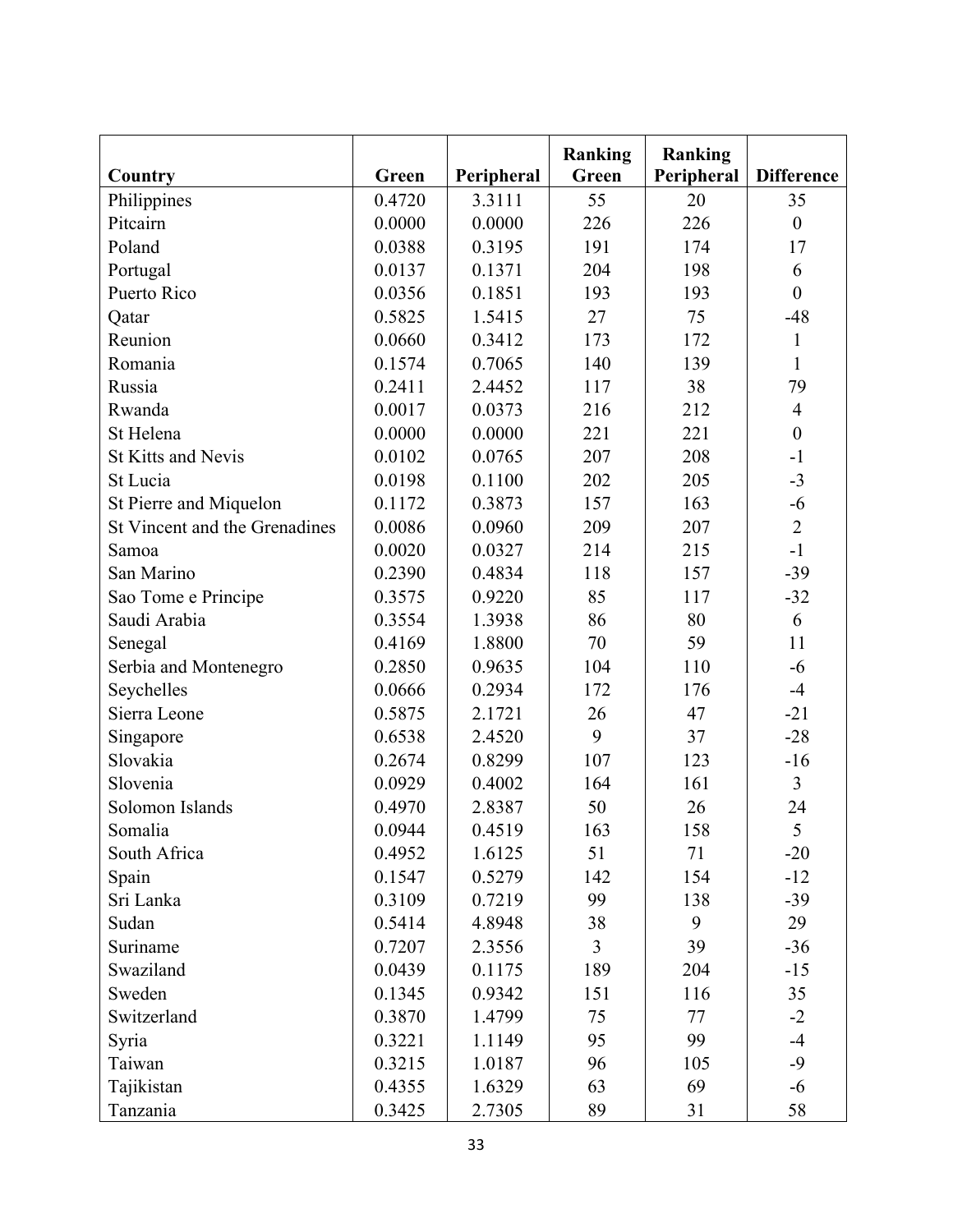| Country | Green | Peripheral | Ranking Green | Ranking Peripheral | Difference |
|---|---|---|---|---|---|
| Philippines | 0.4720 | 3.3111 | 55 | 20 | 35 |
| Pitcairn | 0.0000 | 0.0000 | 226 | 226 | 0 |
| Poland | 0.0388 | 0.3195 | 191 | 174 | 17 |
| Portugal | 0.0137 | 0.1371 | 204 | 198 | 6 |
| Puerto Rico | 0.0356 | 0.1851 | 193 | 193 | 0 |
| Qatar | 0.5825 | 1.5415 | 27 | 75 | -48 |
| Reunion | 0.0660 | 0.3412 | 173 | 172 | 1 |
| Romania | 0.1574 | 0.7065 | 140 | 139 | 1 |
| Russia | 0.2411 | 2.4452 | 117 | 38 | 79 |
| Rwanda | 0.0017 | 0.0373 | 216 | 212 | 4 |
| St Helena | 0.0000 | 0.0000 | 221 | 221 | 0 |
| St Kitts and Nevis | 0.0102 | 0.0765 | 207 | 208 | -1 |
| St Lucia | 0.0198 | 0.1100 | 202 | 205 | -3 |
| St Pierre and Miquelon | 0.1172 | 0.3873 | 157 | 163 | -6 |
| St Vincent and the Grenadines | 0.0086 | 0.0960 | 209 | 207 | 2 |
| Samoa | 0.0020 | 0.0327 | 214 | 215 | -1 |
| San Marino | 0.2390 | 0.4834 | 118 | 157 | -39 |
| Sao Tome e Principe | 0.3575 | 0.9220 | 85 | 117 | -32 |
| Saudi Arabia | 0.3554 | 1.3938 | 86 | 80 | 6 |
| Senegal | 0.4169 | 1.8800 | 70 | 59 | 11 |
| Serbia and Montenegro | 0.2850 | 0.9635 | 104 | 110 | -6 |
| Seychelles | 0.0666 | 0.2934 | 172 | 176 | -4 |
| Sierra Leone | 0.5875 | 2.1721 | 26 | 47 | -21 |
| Singapore | 0.6538 | 2.4520 | 9 | 37 | -28 |
| Slovakia | 0.2674 | 0.8299 | 107 | 123 | -16 |
| Slovenia | 0.0929 | 0.4002 | 164 | 161 | 3 |
| Solomon Islands | 0.4970 | 2.8387 | 50 | 26 | 24 |
| Somalia | 0.0944 | 0.4519 | 163 | 158 | 5 |
| South Africa | 0.4952 | 1.6125 | 51 | 71 | -20 |
| Spain | 0.1547 | 0.5279 | 142 | 154 | -12 |
| Sri Lanka | 0.3109 | 0.7219 | 99 | 138 | -39 |
| Sudan | 0.5414 | 4.8948 | 38 | 9 | 29 |
| Suriname | 0.7207 | 2.3556 | 3 | 39 | -36 |
| Swaziland | 0.0439 | 0.1175 | 189 | 204 | -15 |
| Sweden | 0.1345 | 0.9342 | 151 | 116 | 35 |
| Switzerland | 0.3870 | 1.4799 | 75 | 77 | -2 |
| Syria | 0.3221 | 1.1149 | 95 | 99 | -4 |
| Taiwan | 0.3215 | 1.0187 | 96 | 105 | -9 |
| Tajikistan | 0.4355 | 1.6329 | 63 | 69 | -6 |
| Tanzania | 0.3425 | 2.7305 | 89 | 31 | 58 |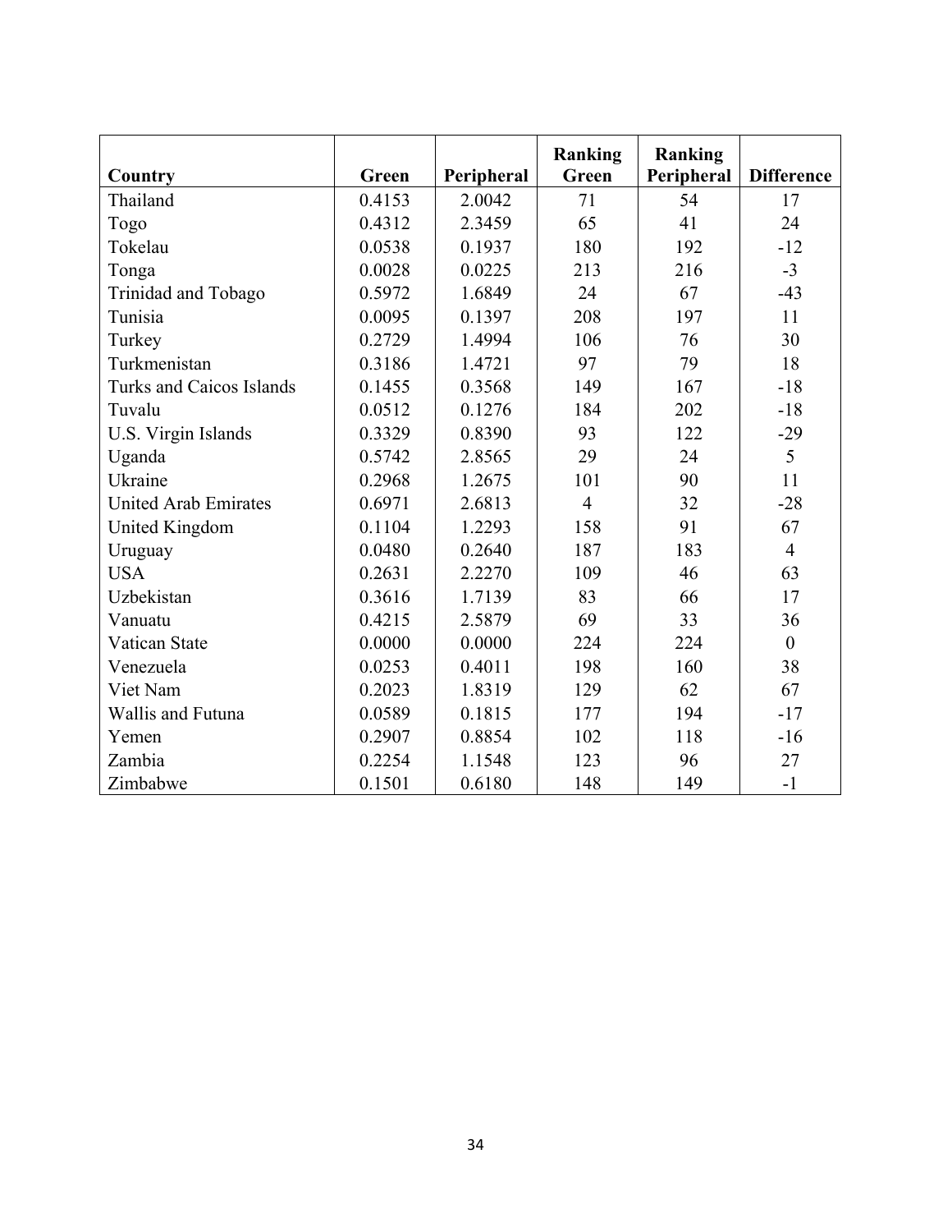| Country | Green | Peripheral | Ranking Green | Ranking Peripheral | Difference |
|---|---|---|---|---|---|
| Thailand | 0.4153 | 2.0042 | 71 | 54 | 17 |
| Togo | 0.4312 | 2.3459 | 65 | 41 | 24 |
| Tokelau | 0.0538 | 0.1937 | 180 | 192 | -12 |
| Tonga | 0.0028 | 0.0225 | 213 | 216 | -3 |
| Trinidad and Tobago | 0.5972 | 1.6849 | 24 | 67 | -43 |
| Tunisia | 0.0095 | 0.1397 | 208 | 197 | 11 |
| Turkey | 0.2729 | 1.4994 | 106 | 76 | 30 |
| Turkmenistan | 0.3186 | 1.4721 | 97 | 79 | 18 |
| Turks and Caicos Islands | 0.1455 | 0.3568 | 149 | 167 | -18 |
| Tuvalu | 0.0512 | 0.1276 | 184 | 202 | -18 |
| U.S. Virgin Islands | 0.3329 | 0.8390 | 93 | 122 | -29 |
| Uganda | 0.5742 | 2.8565 | 29 | 24 | 5 |
| Ukraine | 0.2968 | 1.2675 | 101 | 90 | 11 |
| United Arab Emirates | 0.6971 | 2.6813 | 4 | 32 | -28 |
| United Kingdom | 0.1104 | 1.2293 | 158 | 91 | 67 |
| Uruguay | 0.0480 | 0.2640 | 187 | 183 | 4 |
| USA | 0.2631 | 2.2270 | 109 | 46 | 63 |
| Uzbekistan | 0.3616 | 1.7139 | 83 | 66 | 17 |
| Vanuatu | 0.4215 | 2.5879 | 69 | 33 | 36 |
| Vatican State | 0.0000 | 0.0000 | 224 | 224 | 0 |
| Venezuela | 0.0253 | 0.4011 | 198 | 160 | 38 |
| Viet Nam | 0.2023 | 1.8319 | 129 | 62 | 67 |
| Wallis and Futuna | 0.0589 | 0.1815 | 177 | 194 | -17 |
| Yemen | 0.2907 | 0.8854 | 102 | 118 | -16 |
| Zambia | 0.2254 | 1.1548 | 123 | 96 | 27 |
| Zimbabwe | 0.1501 | 0.6180 | 148 | 149 | -1 |